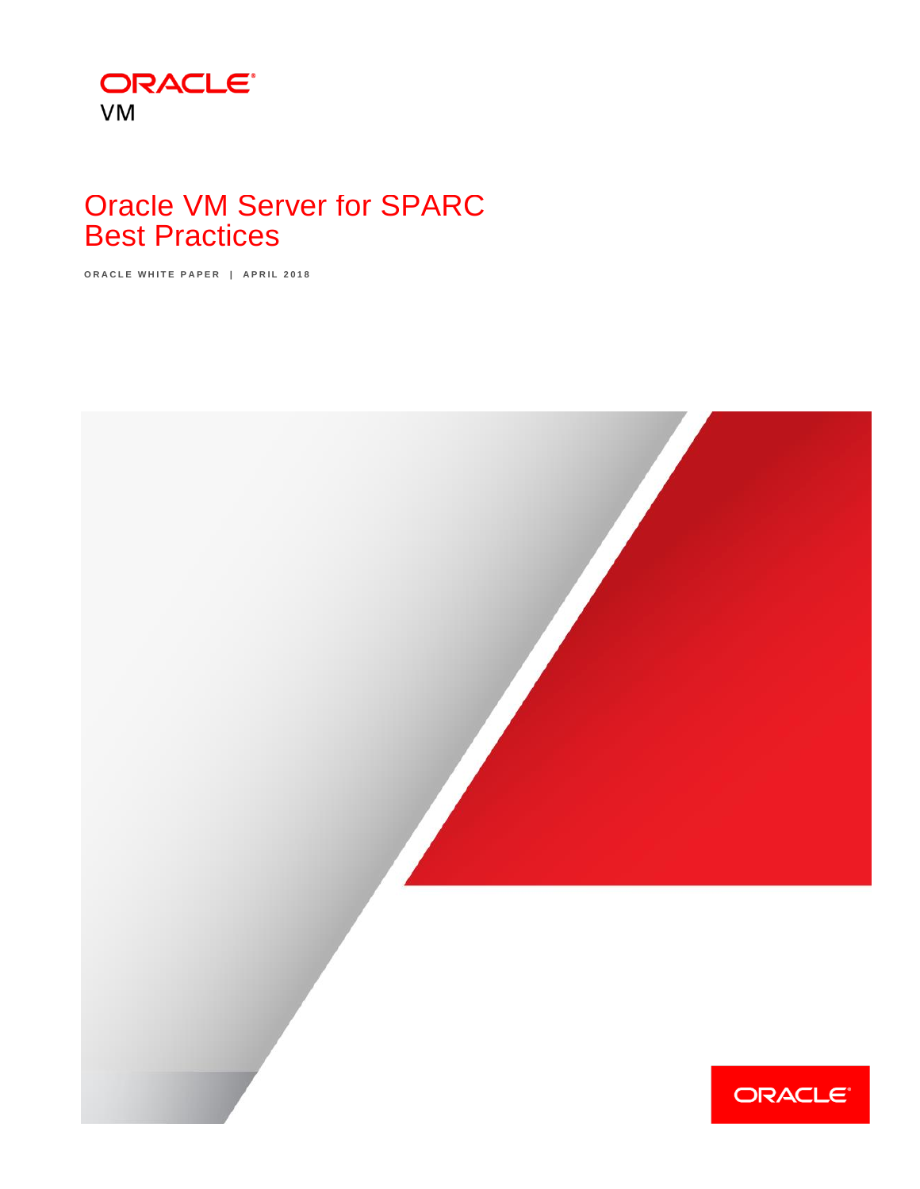ORACLE
VM

# Oracle VM Server for SPARC Best Practices

ORACLE WHITE PAPER | APRIL 2018

ORACLE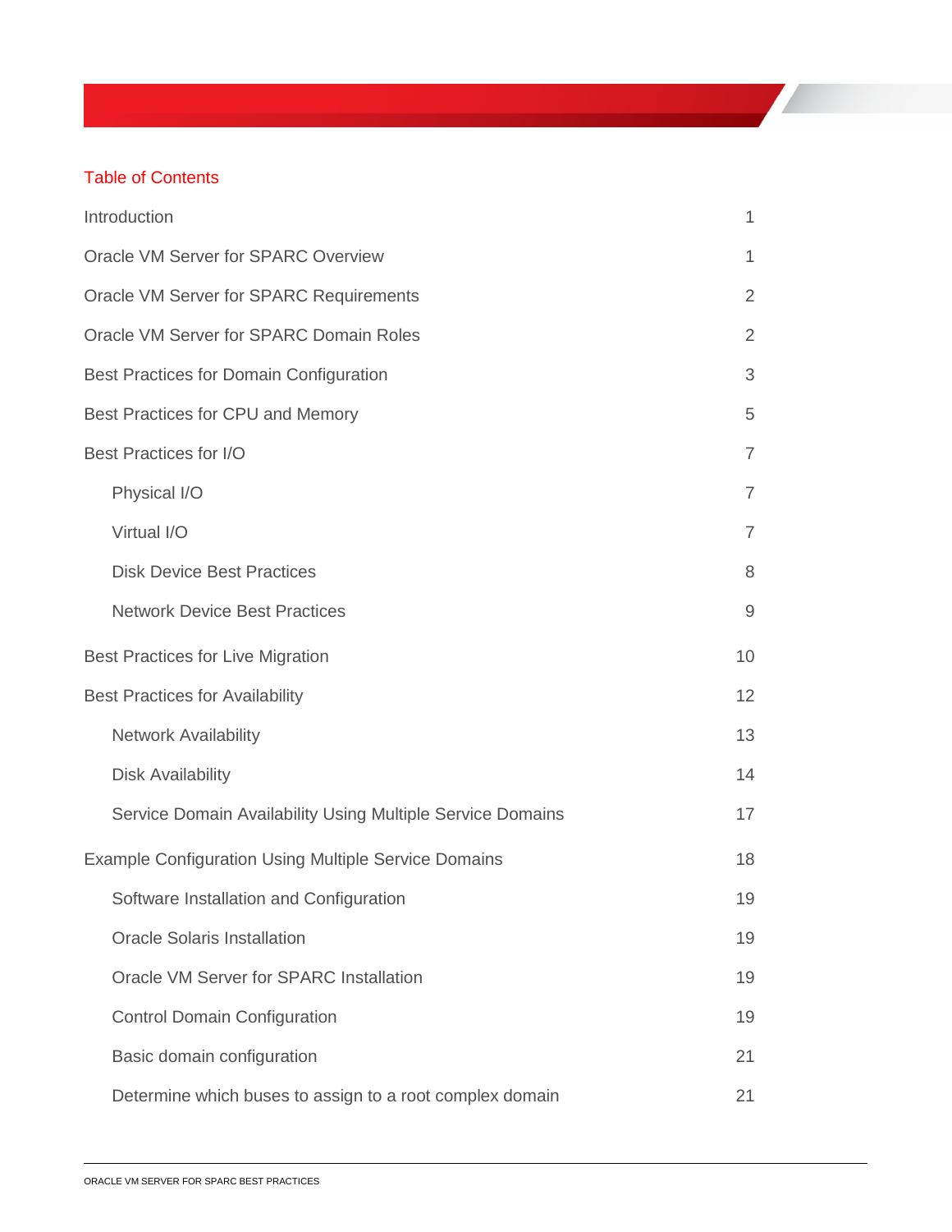## Table of Contents

| | |
|---|---|
| Introduction | 1 |
| Oracle VM Server for SPARC Overview | 1 |
| Oracle VM Server for SPARC Requirements | 2 |
| Oracle VM Server for SPARC Domain Roles | 2 |
| Best Practices for Domain Configuration | 3 |
| Best Practices for CPU and Memory | 5 |
| Best Practices for I/O | 7 |
| Physical I/O | 7 |
| Virtual I/O | 7 |
| Disk Device Best Practices | 8 |
| Network Device Best Practices | 9 |
| Best Practices for Live Migration | 10 |
| Best Practices for Availability | 12 |
| Network Availability | 13 |
| Disk Availability | 14 |
| Service Domain Availability Using Multiple Service Domains | 17 |
| Example Configuration Using Multiple Service Domains | 18 |
| Software Installation and Configuration | 19 |
| Oracle Solaris Installation | 19 |
| Oracle VM Server for SPARC Installation | 19 |
| Control Domain Configuration | 19 |
| Basic domain configuration | 21 |
| Determine which buses to assign to a root complex domain | 21 |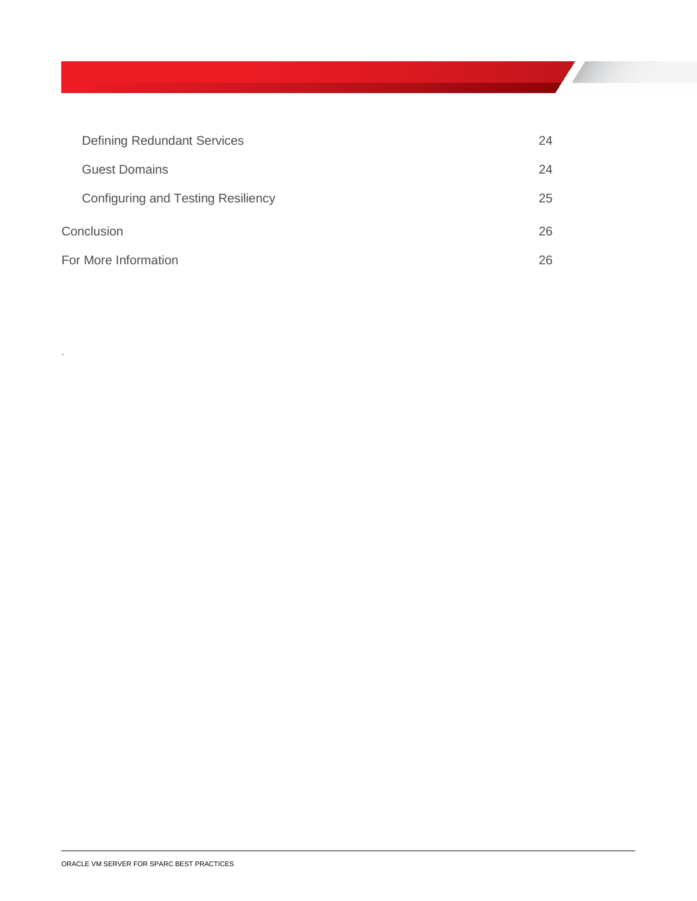Defining Redundant Services 24

Guest Domains 24

Configuring and Testing Resiliency 25

Conclusion 26

For More Information 26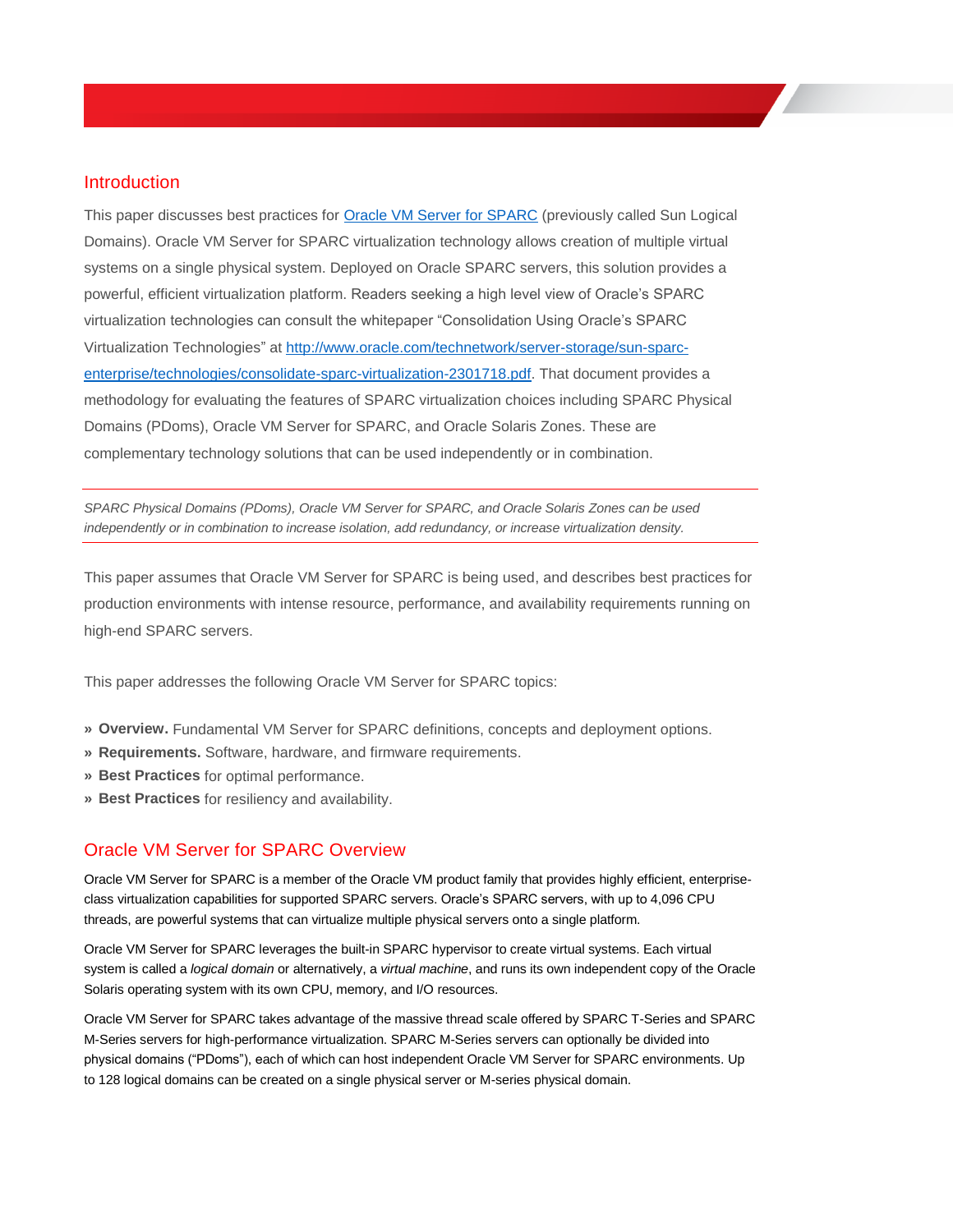## Introduction

This paper discusses best practices for [Oracle VM Server for SPARC](Oracle VM Server for SPARC) (previously called Sun Logical Domains). Oracle VM Server for SPARC virtualization technology allows creation of multiple virtual systems on a single physical system. Deployed on Oracle SPARC servers, this solution provides a powerful, efficient virtualization platform. Readers seeking a high level view of Oracle's SPARC virtualization technologies can consult the whitepaper "Consolidation Using Oracle's SPARC Virtualization Technologies" at http://www.oracle.com/technetwork/server-storage/sun-sparc-enterprise/technologies/consolidate-sparc-virtualization-2301718.pdf. That document provides a methodology for evaluating the features of SPARC virtualization choices including SPARC Physical Domains (PDoms), Oracle VM Server for SPARC, and Oracle Solaris Zones. These are complementary technology solutions that can be used independently or in combination.

---

*SPARC Physical Domains (PDoms), Oracle VM Server for SPARC, and Oracle Solaris Zones can be used independently or in combination to increase isolation, add redundancy, or increase virtualization density.*

---

This paper assumes that Oracle VM Server for SPARC is being used, and describes best practices for production environments with intense resource, performance, and availability requirements running on high-end SPARC servers.

This paper addresses the following Oracle VM Server for SPARC topics:

- **Overview.** Fundamental VM Server for SPARC definitions, concepts and deployment options.
- **Requirements.** Software, hardware, and firmware requirements.
- **Best Practices** for optimal performance.
- **Best Practices** for resiliency and availability.

## Oracle VM Server for SPARC Overview

Oracle VM Server for SPARC is a member of the Oracle VM product family that provides highly efficient, enterprise-class virtualization capabilities for supported SPARC servers. Oracle's SPARC servers, with up to 4,096 CPU threads, are powerful systems that can virtualize multiple physical servers onto a single platform.

Oracle VM Server for SPARC leverages the built-in SPARC hypervisor to create virtual systems. Each virtual system is called a *logical domain* or alternatively, a *virtual machine*, and runs its own independent copy of the Oracle Solaris operating system with its own CPU, memory, and I/O resources.

Oracle VM Server for SPARC takes advantage of the massive thread scale offered by SPARC T-Series and SPARC M-Series servers for high-performance virtualization. SPARC M-Series servers can optionally be divided into physical domains ("PDoms"), each of which can host independent Oracle VM Server for SPARC environments. Up to 128 logical domains can be created on a single physical server or M-series physical domain.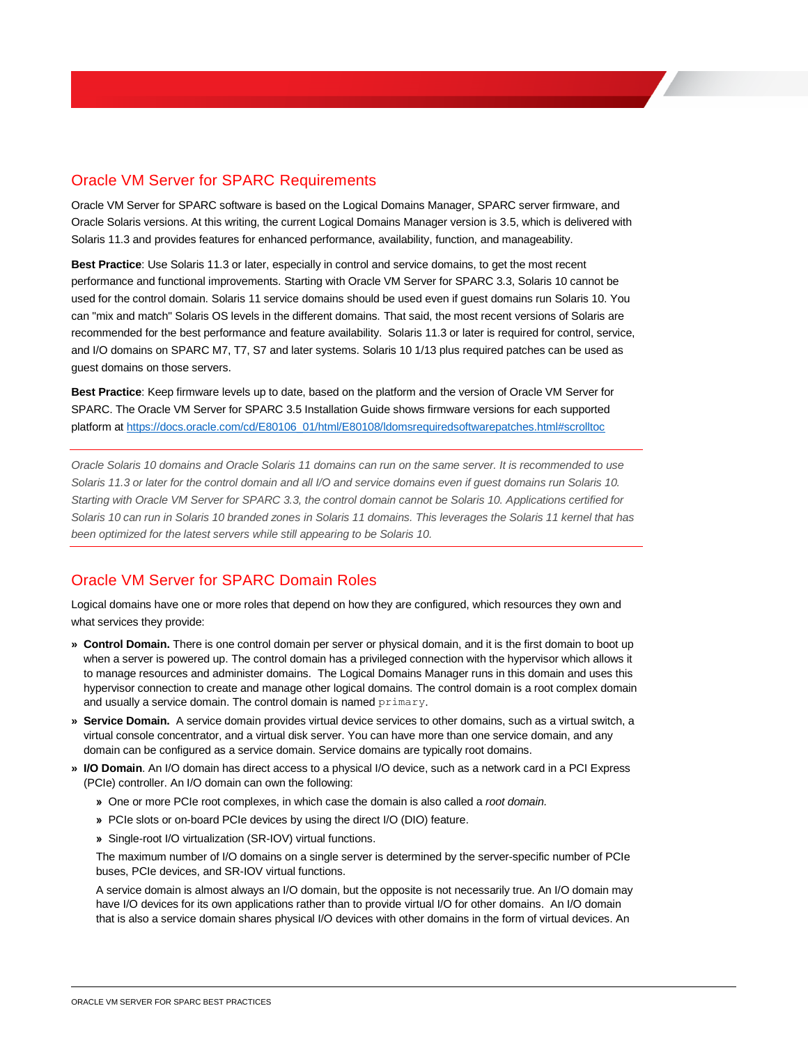## Oracle VM Server for SPARC Requirements

Oracle VM Server for SPARC software is based on the Logical Domains Manager, SPARC server firmware, and Oracle Solaris versions. At this writing, the current Logical Domains Manager version is 3.5, which is delivered with Solaris 11.3 and provides features for enhanced performance, availability, function, and manageability.

**Best Practice**: Use Solaris 11.3 or later, especially in control and service domains, to get the most recent performance and functional improvements. Starting with Oracle VM Server for SPARC 3.3, Solaris 10 cannot be used for the control domain. Solaris 11 service domains should be used even if guest domains run Solaris 10. You can "mix and match" Solaris OS levels in the different domains. That said, the most recent versions of Solaris are recommended for the best performance and feature availability. Solaris 11.3 or later is required for control, service, and I/O domains on SPARC M7, T7, S7 and later systems. Solaris 10 1/13 plus required patches can be used as guest domains on those servers.

**Best Practice**: Keep firmware levels up to date, based on the platform and the version of Oracle VM Server for SPARC. The Oracle VM Server for SPARC 3.5 Installation Guide shows firmware versions for each supported platform at [https://docs.oracle.com/cd/E80106_01/html/E80108/ldomsrequiredsoftwarepatches.html#scrolltoc](https://docs.oracle.com/cd/E80106_01/html/E80108/ldomsrequiredsoftwarepatches.html#scrolltoc)

---

*Oracle Solaris 10 domains and Oracle Solaris 11 domains can run on the same server. It is recommended to use Solaris 11.3 or later for the control domain and all I/O and service domains even if guest domains run Solaris 10. Starting with Oracle VM Server for SPARC 3.3, the control domain cannot be Solaris 10. Applications certified for Solaris 10 can run in Solaris 10 branded zones in Solaris 11 domains. This leverages the Solaris 11 kernel that has been optimized for the latest servers while still appearing to be Solaris 10.*

---

## Oracle VM Server for SPARC Domain Roles

Logical domains have one or more roles that depend on how they are configured, which resources they own and what services they provide:

- **Control Domain.** There is one control domain per server or physical domain, and it is the first domain to boot up when a server is powered up. The control domain has a privileged connection with the hypervisor which allows it to manage resources and administer domains. The Logical Domains Manager runs in this domain and uses this hypervisor connection to create and manage other logical domains. The control domain is a root complex domain and usually a service domain. The control domain is named `primary`.
- **Service Domain.** A service domain provides virtual device services to other domains, such as a virtual switch, a virtual console concentrator, and a virtual disk server. You can have more than one service domain, and any domain can be configured as a service domain. Service domains are typically root domains.
- **I/O Domain**. An I/O domain has direct access to a physical I/O device, such as a network card in a PCI Express (PCIe) controller. An I/O domain can own the following:
  - One or more PCIe root complexes, in which case the domain is also called a *root domain.*
  - PCIe slots or on-board PCIe devices by using the direct I/O (DIO) feature.
  - Single-root I/O virtualization (SR-IOV) virtual functions.

  The maximum number of I/O domains on a single server is determined by the server-specific number of PCIe buses, PCIe devices, and SR-IOV virtual functions.

  A service domain is almost always an I/O domain, but the opposite is not necessarily true. An I/O domain may have I/O devices for its own applications rather than to provide virtual I/O for other domains. An I/O domain that is also a service domain shares physical I/O devices with other domains in the form of virtual devices. An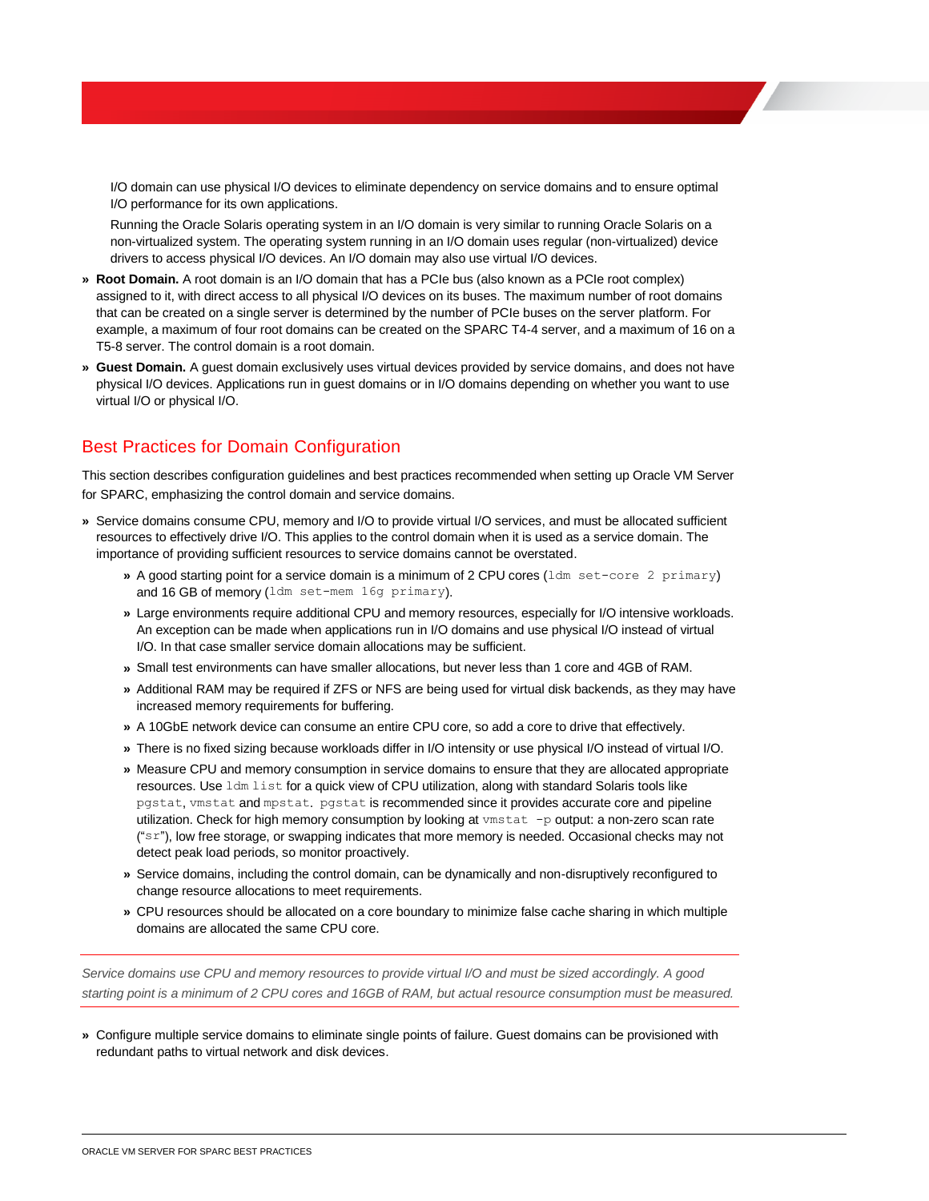I/O domain can use physical I/O devices to eliminate dependency on service domains and to ensure optimal I/O performance for its own applications.

Running the Oracle Solaris operating system in an I/O domain is very similar to running Oracle Solaris on a non-virtualized system. The operating system running in an I/O domain uses regular (non-virtualized) device drivers to access physical I/O devices. An I/O domain may also use virtual I/O devices.

- **Root Domain.** A root domain is an I/O domain that has a PCIe bus (also known as a PCIe root complex) assigned to it, with direct access to all physical I/O devices on its buses. The maximum number of root domains that can be created on a single server is determined by the number of PCIe buses on the server platform. For example, a maximum of four root domains can be created on the SPARC T4-4 server, and a maximum of 16 on a T5-8 server. The control domain is a root domain.
- **Guest Domain.** A guest domain exclusively uses virtual devices provided by service domains, and does not have physical I/O devices. Applications run in guest domains or in I/O domains depending on whether you want to use virtual I/O or physical I/O.

## Best Practices for Domain Configuration

This section describes configuration guidelines and best practices recommended when setting up Oracle VM Server for SPARC, emphasizing the control domain and service domains.

- Service domains consume CPU, memory and I/O to provide virtual I/O services, and must be allocated sufficient resources to effectively drive I/O. This applies to the control domain when it is used as a service domain. The importance of providing sufficient resources to service domains cannot be overstated.
  - A good starting point for a service domain is a minimum of 2 CPU cores (`ldm set-core 2 primary`) and 16 GB of memory (`ldm set-mem 16g primary`).
  - Large environments require additional CPU and memory resources, especially for I/O intensive workloads. An exception can be made when applications run in I/O domains and use physical I/O instead of virtual I/O. In that case smaller service domain allocations may be sufficient.
  - Small test environments can have smaller allocations, but never less than 1 core and 4GB of RAM.
  - Additional RAM may be required if ZFS or NFS are being used for virtual disk backends, as they may have increased memory requirements for buffering.
  - A 10GbE network device can consume an entire CPU core, so add a core to drive that effectively.
  - There is no fixed sizing because workloads differ in I/O intensity or use physical I/O instead of virtual I/O.
  - Measure CPU and memory consumption in service domains to ensure that they are allocated appropriate resources. Use `ldm list` for a quick view of CPU utilization, along with standard Solaris tools like `pgstat`, `vmstat` and `mpstat`. `pgstat` is recommended since it provides accurate core and pipeline utilization. Check for high memory consumption by looking at `vmstat -p` output: a non-zero scan rate ("`sr`"), low free storage, or swapping indicates that more memory is needed. Occasional checks may not detect peak load periods, so monitor proactively.
  - Service domains, including the control domain, can be dynamically and non-disruptively reconfigured to change resource allocations to meet requirements.
  - CPU resources should be allocated on a core boundary to minimize false cache sharing in which multiple domains are allocated the same CPU core.

*Service domains use CPU and memory resources to provide virtual I/O and must be sized accordingly. A good starting point is a minimum of 2 CPU cores and 16GB of RAM, but actual resource consumption must be measured.*

- Configure multiple service domains to eliminate single points of failure. Guest domains can be provisioned with redundant paths to virtual network and disk devices.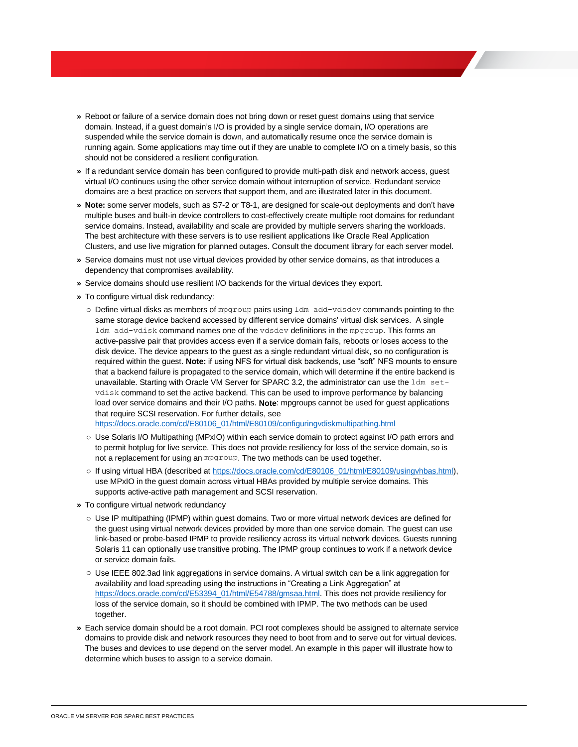- Reboot or failure of a service domain does not bring down or reset guest domains using that service domain. Instead, if a guest domain's I/O is provided by a single service domain, I/O operations are suspended while the service domain is down, and automatically resume once the service domain is running again. Some applications may time out if they are unable to complete I/O on a timely basis, so this should not be considered a resilient configuration.
- If a redundant service domain has been configured to provide multi-path disk and network access, guest virtual I/O continues using the other service domain without interruption of service. Redundant service domains are a best practice on servers that support them, and are illustrated later in this document.
- **Note:** some server models, such as S7-2 or T8-1, are designed for scale-out deployments and don't have multiple buses and built-in device controllers to cost-effectively create multiple root domains for redundant service domains. Instead, availability and scale are provided by multiple servers sharing the workloads. The best architecture with these servers is to use resilient applications like Oracle Real Application Clusters, and use live migration for planned outages. Consult the document library for each server model.
- Service domains must not use virtual devices provided by other service domains, as that introduces a dependency that compromises availability.
- Service domains should use resilient I/O backends for the virtual devices they export.
- To configure virtual disk redundancy:
  - Define virtual disks as members of `mpgroup` pairs using `ldm add-vdsdev` commands pointing to the same storage device backend accessed by different service domains' virtual disk services. A single `ldm add-vdisk` command names one of the `vdsdev` definitions in the `mpgroup`. This forms an active-passive pair that provides access even if a service domain fails, reboots or loses access to the disk device. The device appears to the guest as a single redundant virtual disk, so no configuration is required within the guest. **Note:** if using NFS for virtual disk backends, use "soft" NFS mounts to ensure that a backend failure is propagated to the service domain, which will determine if the entire backend is unavailable. Starting with Oracle VM Server for SPARC 3.2, the administrator can use the `ldm set-vdisk` command to set the active backend. This can be used to improve performance by balancing load over service domains and their I/O paths. **Note**: mpgroups cannot be used for guest applications that require SCSI reservation. For further details, see https://docs.oracle.com/cd/E80106_01/html/E80109/configuringvdiskmultipathing.html
  - Use Solaris I/O Multipathing (MPxIO) within each service domain to protect against I/O path errors and to permit hotplug for live service. This does not provide resiliency for loss of the service domain, so is not a replacement for using an `mpgroup`. The two methods can be used together.
  - If using virtual HBA (described at https://docs.oracle.com/cd/E80106_01/html/E80109/usingvhbas.html), use MPxIO in the guest domain across virtual HBAs provided by multiple service domains. This supports active-active path management and SCSI reservation.
- To configure virtual network redundancy
  - Use IP multipathing (IPMP) within guest domains. Two or more virtual network devices are defined for the guest using virtual network devices provided by more than one service domain. The guest can use link-based or probe-based IPMP to provide resiliency across its virtual network devices. Guests running Solaris 11 can optionally use transitive probing. The IPMP group continues to work if a network device or service domain fails.
  - Use IEEE 802.3ad link aggregations in service domains. A virtual switch can be a link aggregation for availability and load spreading using the instructions in "Creating a Link Aggregation" at https://docs.oracle.com/cd/E53394_01/html/E54788/gmsaa.html. This does not provide resiliency for loss of the service domain, so it should be combined with IPMP. The two methods can be used together.
- Each service domain should be a root domain. PCI root complexes should be assigned to alternate service domains to provide disk and network resources they need to boot from and to serve out for virtual devices. The buses and devices to use depend on the server model. An example in this paper will illustrate how to determine which buses to assign to a service domain.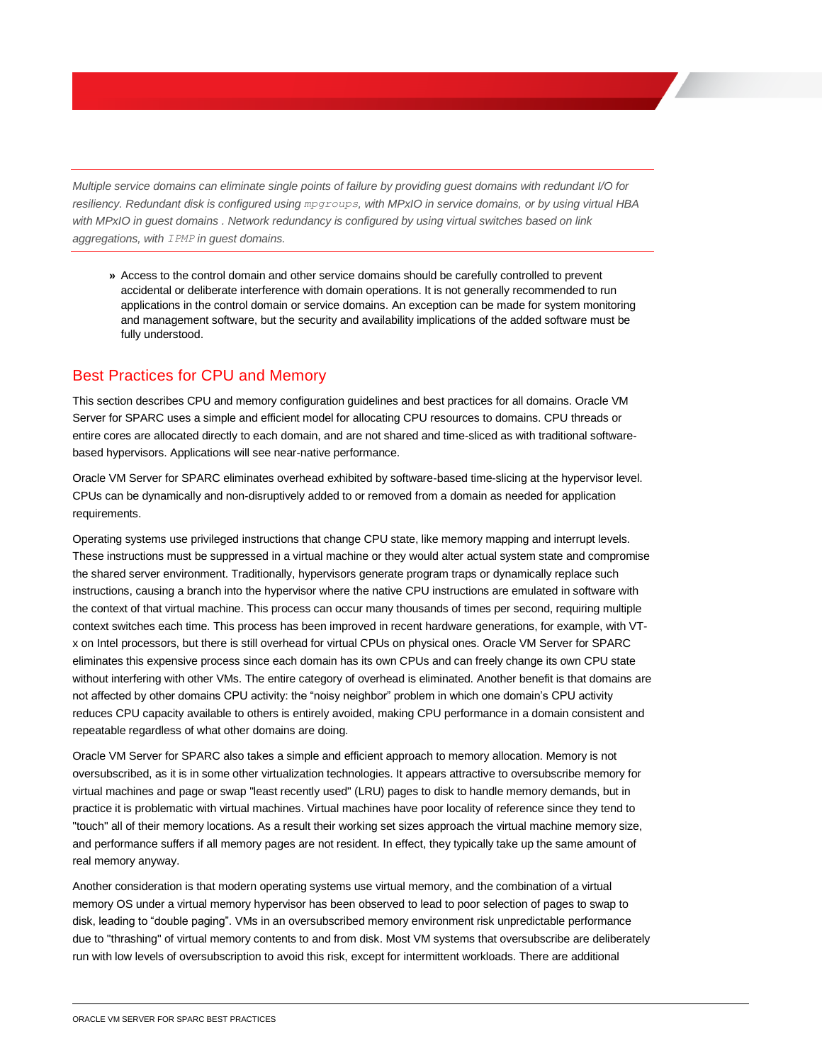*Multiple service domains can eliminate single points of failure by providing guest domains with redundant I/O for resiliency. Redundant disk is configured using `mpgroups`, with MPxIO in service domains, or by using virtual HBA with MPxIO in guest domains . Network redundancy is configured by using virtual switches based on link aggregations, with `IPMP` in guest domains.*

- Access to the control domain and other service domains should be carefully controlled to prevent accidental or deliberate interference with domain operations. It is not generally recommended to run applications in the control domain or service domains. An exception can be made for system monitoring and management software, but the security and availability implications of the added software must be fully understood.

## Best Practices for CPU and Memory

This section describes CPU and memory configuration guidelines and best practices for all domains. Oracle VM Server for SPARC uses a simple and efficient model for allocating CPU resources to domains. CPU threads or entire cores are allocated directly to each domain, and are not shared and time-sliced as with traditional software-based hypervisors. Applications will see near-native performance.

Oracle VM Server for SPARC eliminates overhead exhibited by software-based time-slicing at the hypervisor level. CPUs can be dynamically and non-disruptively added to or removed from a domain as needed for application requirements.

Operating systems use privileged instructions that change CPU state, like memory mapping and interrupt levels. These instructions must be suppressed in a virtual machine or they would alter actual system state and compromise the shared server environment. Traditionally, hypervisors generate program traps or dynamically replace such instructions, causing a branch into the hypervisor where the native CPU instructions are emulated in software with the context of that virtual machine. This process can occur many thousands of times per second, requiring multiple context switches each time. This process has been improved in recent hardware generations, for example, with VT-x on Intel processors, but there is still overhead for virtual CPUs on physical ones. Oracle VM Server for SPARC eliminates this expensive process since each domain has its own CPUs and can freely change its own CPU state without interfering with other VMs. The entire category of overhead is eliminated. Another benefit is that domains are not affected by other domains CPU activity: the “noisy neighbor” problem in which one domain’s CPU activity reduces CPU capacity available to others is entirely avoided, making CPU performance in a domain consistent and repeatable regardless of what other domains are doing.

Oracle VM Server for SPARC also takes a simple and efficient approach to memory allocation. Memory is not oversubscribed, as it is in some other virtualization technologies. It appears attractive to oversubscribe memory for virtual machines and page or swap "least recently used" (LRU) pages to disk to handle memory demands, but in practice it is problematic with virtual machines. Virtual machines have poor locality of reference since they tend to "touch" all of their memory locations. As a result their working set sizes approach the virtual machine memory size, and performance suffers if all memory pages are not resident. In effect, they typically take up the same amount of real memory anyway.

Another consideration is that modern operating systems use virtual memory, and the combination of a virtual memory OS under a virtual memory hypervisor has been observed to lead to poor selection of pages to swap to disk, leading to “double paging”. VMs in an oversubscribed memory environment risk unpredictable performance due to "thrashing" of virtual memory contents to and from disk. Most VM systems that oversubscribe are deliberately run with low levels of oversubscription to avoid this risk, except for intermittent workloads. There are additional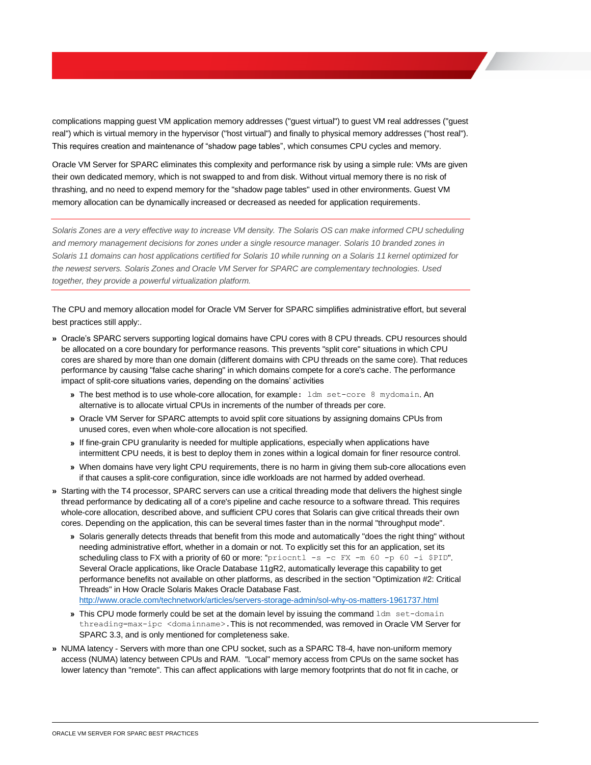complications mapping guest VM application memory addresses ("guest virtual") to guest VM real addresses ("guest real") which is virtual memory in the hypervisor ("host virtual") and finally to physical memory addresses ("host real"). This requires creation and maintenance of "shadow page tables", which consumes CPU cycles and memory.

Oracle VM Server for SPARC eliminates this complexity and performance risk by using a simple rule: VMs are given their own dedicated memory, which is not swapped to and from disk. Without virtual memory there is no risk of thrashing, and no need to expend memory for the "shadow page tables" used in other environments. Guest VM memory allocation can be dynamically increased or decreased as needed for application requirements.

---

*Solaris Zones are a very effective way to increase VM density. The Solaris OS can make informed CPU scheduling and memory management decisions for zones under a single resource manager. Solaris 10 branded zones in Solaris 11 domains can host applications certified for Solaris 10 while running on a Solaris 11 kernel optimized for the newest servers. Solaris Zones and Oracle VM Server for SPARC are complementary technologies. Used together, they provide a powerful virtualization platform.*

---

The CPU and memory allocation model for Oracle VM Server for SPARC simplifies administrative effort, but several best practices still apply:.

- Oracle's SPARC servers supporting logical domains have CPU cores with 8 CPU threads. CPU resources should be allocated on a core boundary for performance reasons. This prevents "split core" situations in which CPU cores are shared by more than one domain (different domains with CPU threads on the same core). That reduces performance by causing "false cache sharing" in which domains compete for a core's cache. The performance impact of split-core situations varies, depending on the domains' activities
  - The best method is to use whole-core allocation, for example: `ldm set-core 8 mydomain`. An alternative is to allocate virtual CPUs in increments of the number of threads per core.
  - Oracle VM Server for SPARC attempts to avoid split core situations by assigning domains CPUs from unused cores, even when whole-core allocation is not specified.
  - If fine-grain CPU granularity is needed for multiple applications, especially when applications have intermittent CPU needs, it is best to deploy them in zones within a logical domain for finer resource control.
  - When domains have very light CPU requirements, there is no harm in giving them sub-core allocations even if that causes a split-core configuration, since idle workloads are not harmed by added overhead.
- Starting with the T4 processor, SPARC servers can use a critical threading mode that delivers the highest single thread performance by dedicating all of a core's pipeline and cache resource to a software thread. This requires whole-core allocation, described above, and sufficient CPU cores that Solaris can give critical threads their own cores. Depending on the application, this can be several times faster than in the normal "throughput mode".
  - Solaris generally detects threads that benefit from this mode and automatically "does the right thing" without needing administrative effort, whether in a domain or not. To explicitly set this for an application, set its scheduling class to FX with a priority of 60 or more: "`priocntl -s -c FX -m 60 -p 60 -i $PID`". Several Oracle applications, like Oracle Database 11gR2, automatically leverage this capability to get performance benefits not available on other platforms, as described in the section "Optimization #2: Critical Threads" in How Oracle Solaris Makes Oracle Database Fast. http://www.oracle.com/technetwork/articles/servers-storage-admin/sol-why-os-matters-1961737.html
  - This CPU mode formerly could be set at the domain level by issuing the command `ldm set-domain threading=max-ipc <domainname>`. This is not recommended, was removed in Oracle VM Server for SPARC 3.3, and is only mentioned for completeness sake.
- NUMA latency - Servers with more than one CPU socket, such as a SPARC T8-4, have non-uniform memory access (NUMA) latency between CPUs and RAM. "Local" memory access from CPUs on the same socket has lower latency than "remote". This can affect applications with large memory footprints that do not fit in cache, or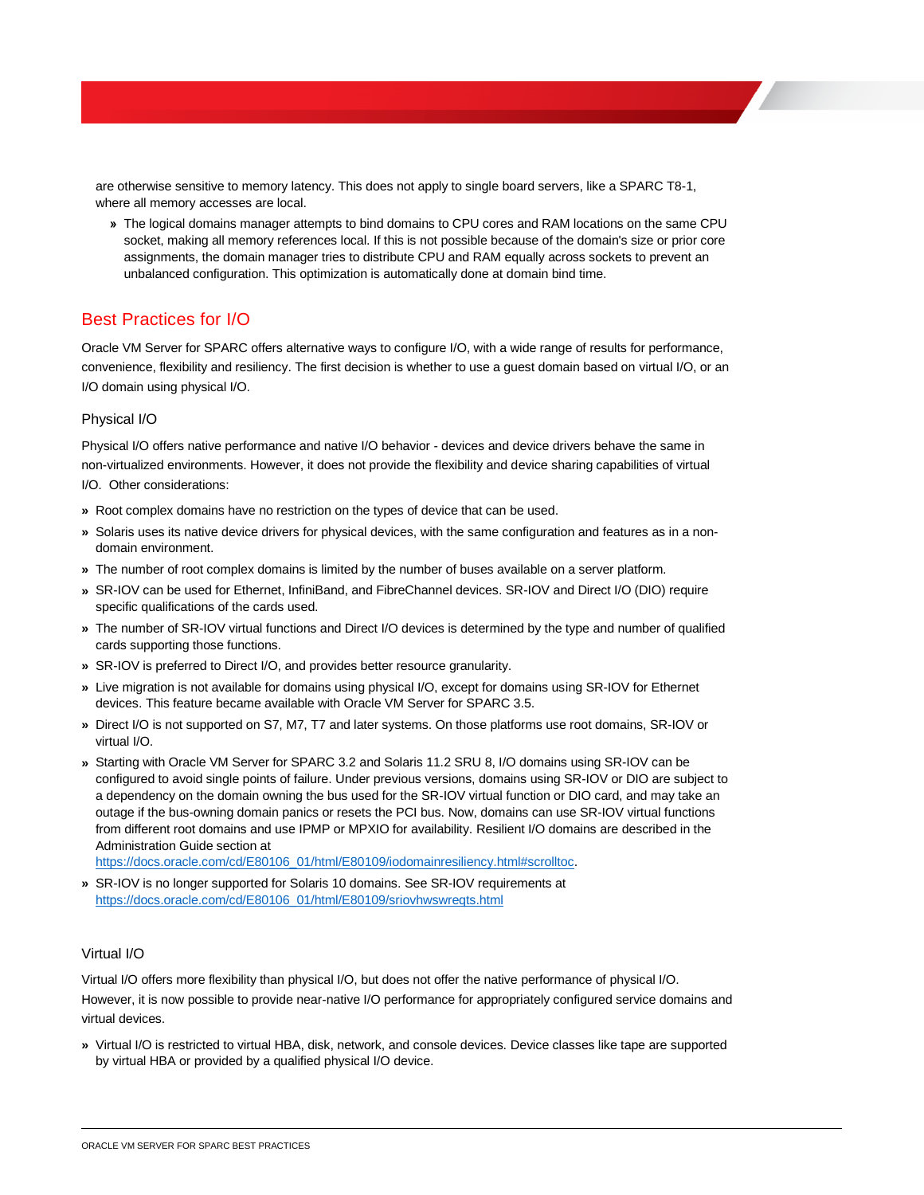are otherwise sensitive to memory latency. This does not apply to single board servers, like a SPARC T8-1, where all memory accesses are local.

- The logical domains manager attempts to bind domains to CPU cores and RAM locations on the same CPU socket, making all memory references local. If this is not possible because of the domain's size or prior core assignments, the domain manager tries to distribute CPU and RAM equally across sockets to prevent an unbalanced configuration. This optimization is automatically done at domain bind time.

## Best Practices for I/O

Oracle VM Server for SPARC offers alternative ways to configure I/O, with a wide range of results for performance, convenience, flexibility and resiliency. The first decision is whether to use a guest domain based on virtual I/O, or an I/O domain using physical I/O.

### Physical I/O

Physical I/O offers native performance and native I/O behavior - devices and device drivers behave the same in non-virtualized environments. However, it does not provide the flexibility and device sharing capabilities of virtual I/O. Other considerations:

- Root complex domains have no restriction on the types of device that can be used.
- Solaris uses its native device drivers for physical devices, with the same configuration and features as in a non-domain environment.
- The number of root complex domains is limited by the number of buses available on a server platform.
- SR-IOV can be used for Ethernet, InfiniBand, and FibreChannel devices. SR-IOV and Direct I/O (DIO) require specific qualifications of the cards used.
- The number of SR-IOV virtual functions and Direct I/O devices is determined by the type and number of qualified cards supporting those functions.
- SR-IOV is preferred to Direct I/O, and provides better resource granularity.
- Live migration is not available for domains using physical I/O, except for domains using SR-IOV for Ethernet devices. This feature became available with Oracle VM Server for SPARC 3.5.
- Direct I/O is not supported on S7, M7, T7 and later systems. On those platforms use root domains, SR-IOV or virtual I/O.
- Starting with Oracle VM Server for SPARC 3.2 and Solaris 11.2 SRU 8, I/O domains using SR-IOV can be configured to avoid single points of failure. Under previous versions, domains using SR-IOV or DIO are subject to a dependency on the domain owning the bus used for the SR-IOV virtual function or DIO card, and may take an outage if the bus-owning domain panics or resets the PCI bus. Now, domains can use SR-IOV virtual functions from different root domains and use IPMP or MPXIO for availability. Resilient I/O domains are described in the Administration Guide section at https://docs.oracle.com/cd/E80106_01/html/E80109/iodomainresiliency.html#scrolltoc.
- SR-IOV is no longer supported for Solaris 10 domains. See SR-IOV requirements at https://docs.oracle.com/cd/E80106_01/html/E80109/sriovhwswreqts.html

### Virtual I/O

Virtual I/O offers more flexibility than physical I/O, but does not offer the native performance of physical I/O. However, it is now possible to provide near-native I/O performance for appropriately configured service domains and virtual devices.

- Virtual I/O is restricted to virtual HBA, disk, network, and console devices. Device classes like tape are supported by virtual HBA or provided by a qualified physical I/O device.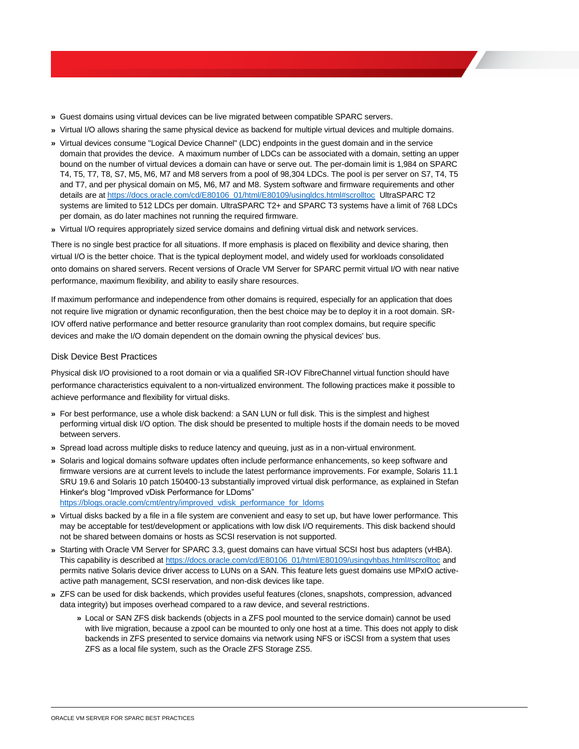- Guest domains using virtual devices can be live migrated between compatible SPARC servers.
- Virtual I/O allows sharing the same physical device as backend for multiple virtual devices and multiple domains.
- Virtual devices consume "Logical Device Channel" (LDC) endpoints in the guest domain and in the service domain that provides the device. A maximum number of LDCs can be associated with a domain, setting an upper bound on the number of virtual devices a domain can have or serve out. The per-domain limit is 1,984 on SPARC T4, T5, T7, T8, S7, M5, M6, M7 and M8 servers from a pool of 98,304 LDCs. The pool is per server on S7, T4, T5 and T7, and per physical domain on M5, M6, M7 and M8. System software and firmware requirements and other details are at https://docs.oracle.com/cd/E80106_01/html/E80109/usingldcs.html#scrolltoc UltraSPARC T2 systems are limited to 512 LDCs per domain. UltraSPARC T2+ and SPARC T3 systems have a limit of 768 LDCs per domain, as do later machines not running the required firmware.
- Virtual I/O requires appropriately sized service domains and defining virtual disk and network services.

There is no single best practice for all situations. If more emphasis is placed on flexibility and device sharing, then virtual I/O is the better choice. That is the typical deployment model, and widely used for workloads consolidated onto domains on shared servers. Recent versions of Oracle VM Server for SPARC permit virtual I/O with near native performance, maximum flexibility, and ability to easily share resources.

If maximum performance and independence from other domains is required, especially for an application that does not require live migration or dynamic reconfiguration, then the best choice may be to deploy it in a root domain. SR-IOV offerd native performance and better resource granularity than root complex domains, but require specific devices and make the I/O domain dependent on the domain owning the physical devices' bus.

### Disk Device Best Practices

Physical disk I/O provisioned to a root domain or via a qualified SR-IOV FibreChannel virtual function should have performance characteristics equivalent to a non-virtualized environment. The following practices make it possible to achieve performance and flexibility for virtual disks.

- For best performance, use a whole disk backend: a SAN LUN or full disk. This is the simplest and highest performing virtual disk I/O option. The disk should be presented to multiple hosts if the domain needs to be moved between servers.
- Spread load across multiple disks to reduce latency and queuing, just as in a non-virtual environment.
- Solaris and logical domains software updates often include performance enhancements, so keep software and firmware versions are at current levels to include the latest performance improvements. For example, Solaris 11.1 SRU 19.6 and Solaris 10 patch 150400-13 substantially improved virtual disk performance, as explained in Stefan Hinker's blog "Improved vDisk Performance for LDoms" https://blogs.oracle.com/cmt/entry/improved_vdisk_performance_for_ldoms
- Virtual disks backed by a file in a file system are convenient and easy to set up, but have lower performance. This may be acceptable for test/development or applications with low disk I/O requirements. This disk backend should not be shared between domains or hosts as SCSI reservation is not supported.
- Starting with Oracle VM Server for SPARC 3.3, guest domains can have virtual SCSI host bus adapters (vHBA). This capability is described at https://docs.oracle.com/cd/E80106_01/html/E80109/usingvhbas.html#scrolltoc and permits native Solaris device driver access to LUNs on a SAN. This feature lets guest domains use MPxIO active-active path management, SCSI reservation, and non-disk devices like tape.
- ZFS can be used for disk backends, which provides useful features (clones, snapshots, compression, advanced data integrity) but imposes overhead compared to a raw device, and several restrictions.
  - Local or SAN ZFS disk backends (objects in a ZFS pool mounted to the service domain) cannot be used with live migration, because a zpool can be mounted to only one host at a time. This does not apply to disk backends in ZFS presented to service domains via network using NFS or iSCSI from a system that uses ZFS as a local file system, such as the Oracle ZFS Storage ZS5.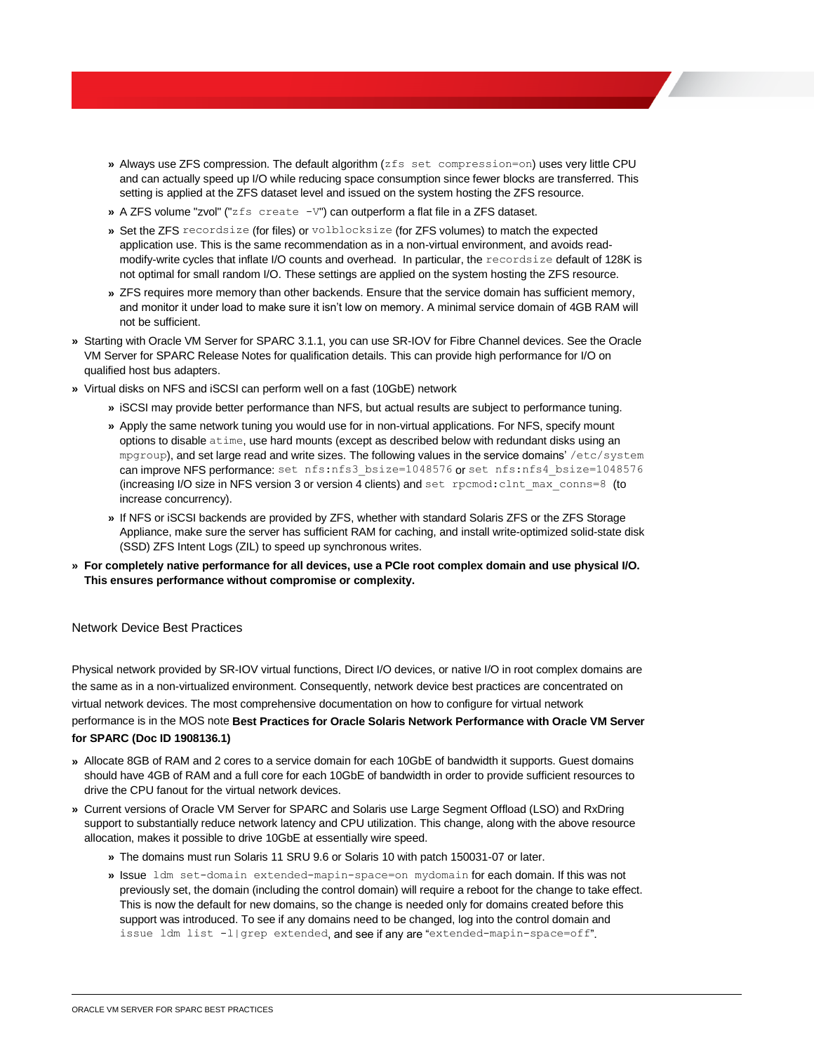- Always use ZFS compression. The default algorithm (`zfs set compression=on`) uses very little CPU and can actually speed up I/O while reducing space consumption since fewer blocks are transferred. This setting is applied at the ZFS dataset level and issued on the system hosting the ZFS resource.
   - A ZFS volume "zvol" ("`zfs create -V`") can outperform a flat file in a ZFS dataset.
   - Set the ZFS `recordsize` (for files) or `volblocksize` (for ZFS volumes) to match the expected application use. This is the same recommendation as in a non-virtual environment, and avoids read-modify-write cycles that inflate I/O counts and overhead. In particular, the `recordsize` default of 128K is not optimal for small random I/O. These settings are applied on the system hosting the ZFS resource.
   - ZFS requires more memory than other backends. Ensure that the service domain has sufficient memory, and monitor it under load to make sure it isn't low on memory. A minimal service domain of 4GB RAM will not be sufficient.
- Starting with Oracle VM Server for SPARC 3.1.1, you can use SR-IOV for Fibre Channel devices. See the Oracle VM Server for SPARC Release Notes for qualification details. This can provide high performance for I/O on qualified host bus adapters.
- Virtual disks on NFS and iSCSI can perform well on a fast (10GbE) network
   - iSCSI may provide better performance than NFS, but actual results are subject to performance tuning.
   - Apply the same network tuning you would use for in non-virtual applications. For NFS, specify mount options to disable `atime`, use hard mounts (except as described below with redundant disks using an `mpgroup`), and set large read and write sizes. The following values in the service domains' `/etc/system` can improve NFS performance: `set nfs:nfs3_bsize=1048576` or `set nfs:nfs4_bsize=1048576` (increasing I/O size in NFS version 3 or version 4 clients) and `set rpcmod:clnt_max_conns=8` (to increase concurrency).
   - If NFS or iSCSI backends are provided by ZFS, whether with standard Solaris ZFS or the ZFS Storage Appliance, make sure the server has sufficient RAM for caching, and install write-optimized solid-state disk (SSD) ZFS Intent Logs (ZIL) to speed up synchronous writes.
- **For completely native performance for all devices, use a PCIe root complex domain and use physical I/O. This ensures performance without compromise or complexity.**

## Network Device Best Practices

Physical network provided by SR-IOV virtual functions, Direct I/O devices, or native I/O in root complex domains are the same as in a non-virtualized environment. Consequently, network device best practices are concentrated on virtual network devices. The most comprehensive documentation on how to configure for virtual network performance is in the MOS note **Best Practices for Oracle Solaris Network Performance with Oracle VM Server for SPARC (Doc ID 1908136.1)**

- Allocate 8GB of RAM and 2 cores to a service domain for each 10GbE of bandwidth it supports. Guest domains should have 4GB of RAM and a full core for each 10GbE of bandwidth in order to provide sufficient resources to drive the CPU fanout for the virtual network devices.
- Current versions of Oracle VM Server for SPARC and Solaris use Large Segment Offload (LSO) and RxDring support to substantially reduce network latency and CPU utilization. This change, along with the above resource allocation, makes it possible to drive 10GbE at essentially wire speed.
   - The domains must run Solaris 11 SRU 9.6 or Solaris 10 with patch 150031-07 or later.
   - Issue `ldm set-domain extended-mapin-space=on mydomain` for each domain. If this was not previously set, the domain (including the control domain) will require a reboot for the change to take effect. This is now the default for new domains, so the change is needed only for domains created before this support was introduced. To see if any domains need to be changed, log into the control domain and issue `ldm list -l|grep extended`, and see if any are "`extended-mapin-space=off`".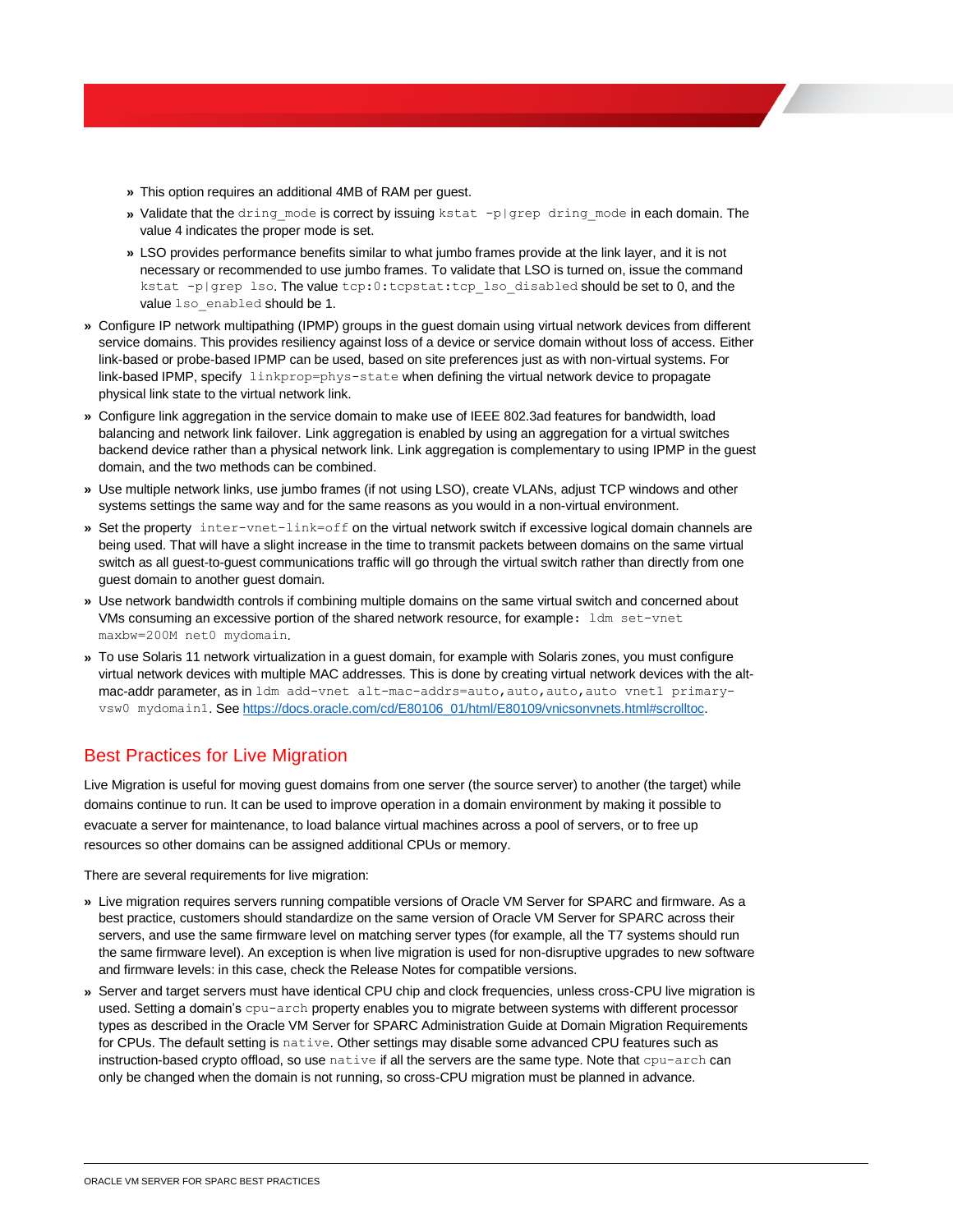- This option requires an additional 4MB of RAM per guest.
- Validate that the `dring_mode` is correct by issuing `kstat -p|grep dring_mode` in each domain. The value 4 indicates the proper mode is set.
- LSO provides performance benefits similar to what jumbo frames provide at the link layer, and it is not necessary or recommended to use jumbo frames. To validate that LSO is turned on, issue the command `kstat -p|grep lso`. The value `tcp:0:tcpstat:tcp_lso_disabled` should be set to 0, and the value `lso_enabled` should be 1.

- Configure IP network multipathing (IPMP) groups in the guest domain using virtual network devices from different service domains. This provides resiliency against loss of a device or service domain without loss of access. Either link-based or probe-based IPMP can be used, based on site preferences just as with non-virtual systems. For link-based IPMP, specify `linkprop=phys-state` when defining the virtual network device to propagate physical link state to the virtual network link.
- Configure link aggregation in the service domain to make use of IEEE 802.3ad features for bandwidth, load balancing and network link failover. Link aggregation is enabled by using an aggregation for a virtual switches backend device rather than a physical network link. Link aggregation is complementary to using IPMP in the guest domain, and the two methods can be combined.
- Use multiple network links, use jumbo frames (if not using LSO), create VLANs, adjust TCP windows and other systems settings the same way and for the same reasons as you would in a non-virtual environment.
- Set the property `inter-vnet-link=off` on the virtual network switch if excessive logical domain channels are being used. That will have a slight increase in the time to transmit packets between domains on the same virtual switch as all guest-to-guest communications traffic will go through the virtual switch rather than directly from one guest domain to another guest domain.
- Use network bandwidth controls if combining multiple domains on the same virtual switch and concerned about VMs consuming an excessive portion of the shared network resource, for example: `ldm set-vnet maxbw=200M net0 mydomain`.
- To use Solaris 11 network virtualization in a guest domain, for example with Solaris zones, you must configure virtual network devices with multiple MAC addresses. This is done by creating virtual network devices with the alt-mac-addr parameter, as in `ldm add-vnet alt-mac-addrs=auto,auto,auto,auto vnet1 primary-vsw0 mydomain1`. See https://docs.oracle.com/cd/E80106_01/html/E80109/vnicsonvnets.html#scrolltoc.

## Best Practices for Live Migration

Live Migration is useful for moving guest domains from one server (the source server) to another (the target) while domains continue to run. It can be used to improve operation in a domain environment by making it possible to evacuate a server for maintenance, to load balance virtual machines across a pool of servers, or to free up resources so other domains can be assigned additional CPUs or memory.

There are several requirements for live migration:

- Live migration requires servers running compatible versions of Oracle VM Server for SPARC and firmware. As a best practice, customers should standardize on the same version of Oracle VM Server for SPARC across their servers, and use the same firmware level on matching server types (for example, all the T7 systems should run the same firmware level). An exception is when live migration is used for non-disruptive upgrades to new software and firmware levels: in this case, check the Release Notes for compatible versions.
- Server and target servers must have identical CPU chip and clock frequencies, unless cross-CPU live migration is used. Setting a domain's `cpu-arch` property enables you to migrate between systems with different processor types as described in the Oracle VM Server for SPARC Administration Guide at Domain Migration Requirements for CPUs. The default setting is `native`. Other settings may disable some advanced CPU features such as instruction-based crypto offload, so use `native` if all the servers are the same type. Note that `cpu-arch` can only be changed when the domain is not running, so cross-CPU migration must be planned in advance.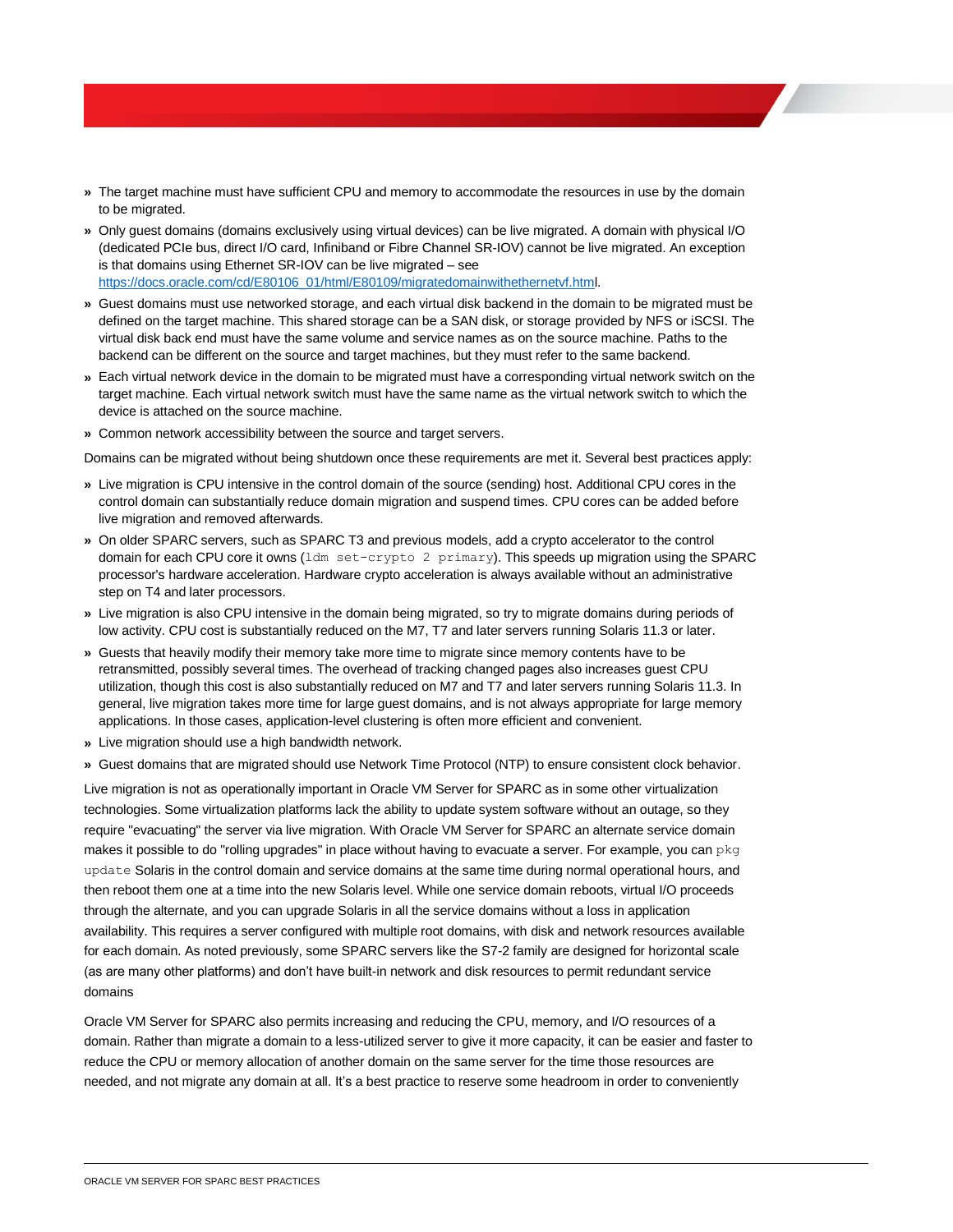- The target machine must have sufficient CPU and memory to accommodate the resources in use by the domain to be migrated.
- Only guest domains (domains exclusively using virtual devices) can be live migrated. A domain with physical I/O (dedicated PCIe bus, direct I/O card, Infiniband or Fibre Channel SR-IOV) cannot be live migrated. An exception is that domains using Ethernet SR-IOV can be live migrated – see [https://docs.oracle.com/cd/E80106_01/html/E80109/migratedomainwithethernetvf.html](https://docs.oracle.com/cd/E80106_01/html/E80109/migratedomainwithethernetvf.html).
- Guest domains must use networked storage, and each virtual disk backend in the domain to be migrated must be defined on the target machine. This shared storage can be a SAN disk, or storage provided by NFS or iSCSI. The virtual disk back end must have the same volume and service names as on the source machine. Paths to the backend can be different on the source and target machines, but they must refer to the same backend.
- Each virtual network device in the domain to be migrated must have a corresponding virtual network switch on the target machine. Each virtual network switch must have the same name as the virtual network switch to which the device is attached on the source machine.
- Common network accessibility between the source and target servers.

Domains can be migrated without being shutdown once these requirements are met it. Several best practices apply:

- Live migration is CPU intensive in the control domain of the source (sending) host. Additional CPU cores in the control domain can substantially reduce domain migration and suspend times. CPU cores can be added before live migration and removed afterwards.
- On older SPARC servers, such as SPARC T3 and previous models, add a crypto accelerator to the control domain for each CPU core it owns (`ldm set-crypto 2 primary`). This speeds up migration using the SPARC processor's hardware acceleration. Hardware crypto acceleration is always available without an administrative step on T4 and later processors.
- Live migration is also CPU intensive in the domain being migrated, so try to migrate domains during periods of low activity. CPU cost is substantially reduced on the M7, T7 and later servers running Solaris 11.3 or later.
- Guests that heavily modify their memory take more time to migrate since memory contents have to be retransmitted, possibly several times. The overhead of tracking changed pages also increases guest CPU utilization, though this cost is also substantially reduced on M7 and T7 and later servers running Solaris 11.3. In general, live migration takes more time for large guest domains, and is not always appropriate for large memory applications. In those cases, application-level clustering is often more efficient and convenient.
- Live migration should use a high bandwidth network.
- Guest domains that are migrated should use Network Time Protocol (NTP) to ensure consistent clock behavior.

Live migration is not as operationally important in Oracle VM Server for SPARC as in some other virtualization technologies. Some virtualization platforms lack the ability to update system software without an outage, so they require "evacuating" the server via live migration. With Oracle VM Server for SPARC an alternate service domain makes it possible to do "rolling upgrades" in place without having to evacuate a server. For example, you can `pkg update` Solaris in the control domain and service domains at the same time during normal operational hours, and then reboot them one at a time into the new Solaris level. While one service domain reboots, virtual I/O proceeds through the alternate, and you can upgrade Solaris in all the service domains without a loss in application availability. This requires a server configured with multiple root domains, with disk and network resources available for each domain. As noted previously, some SPARC servers like the S7-2 family are designed for horizontal scale (as are many other platforms) and don't have built-in network and disk resources to permit redundant service domains

Oracle VM Server for SPARC also permits increasing and reducing the CPU, memory, and I/O resources of a domain. Rather than migrate a domain to a less-utilized server to give it more capacity, it can be easier and faster to reduce the CPU or memory allocation of another domain on the same server for the time those resources are needed, and not migrate any domain at all. It's a best practice to reserve some headroom in order to conveniently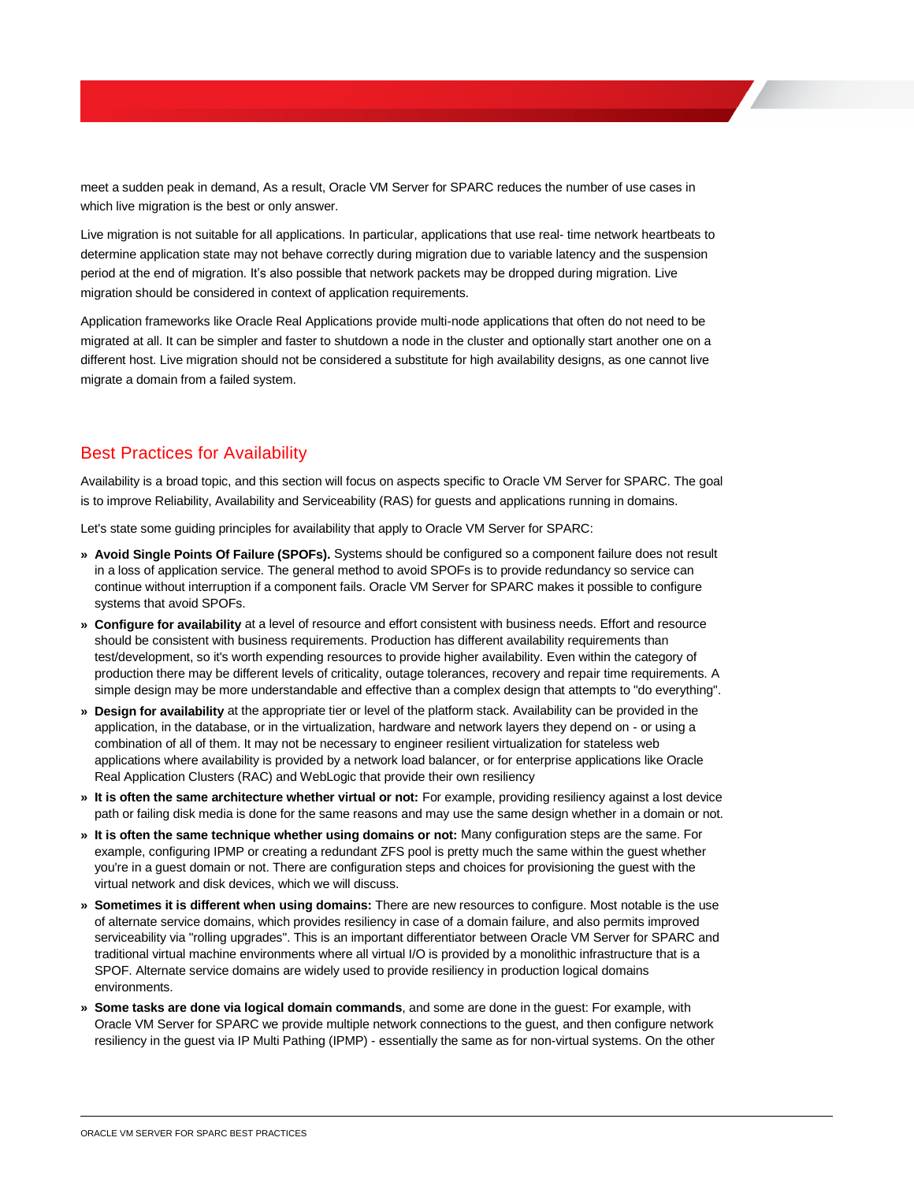meet a sudden peak in demand, As a result, Oracle VM Server for SPARC reduces the number of use cases in which live migration is the best or only answer.

Live migration is not suitable for all applications. In particular, applications that use real- time network heartbeats to determine application state may not behave correctly during migration due to variable latency and the suspension period at the end of migration. It's also possible that network packets may be dropped during migration. Live migration should be considered in context of application requirements.

Application frameworks like Oracle Real Applications provide multi-node applications that often do not need to be migrated at all. It can be simpler and faster to shutdown a node in the cluster and optionally start another one on a different host. Live migration should not be considered a substitute for high availability designs, as one cannot live migrate a domain from a failed system.

## Best Practices for Availability

Availability is a broad topic, and this section will focus on aspects specific to Oracle VM Server for SPARC. The goal is to improve Reliability, Availability and Serviceability (RAS) for guests and applications running in domains.

Let's state some guiding principles for availability that apply to Oracle VM Server for SPARC:

- **Avoid Single Points Of Failure (SPOFs).** Systems should be configured so a component failure does not result in a loss of application service. The general method to avoid SPOFs is to provide redundancy so service can continue without interruption if a component fails. Oracle VM Server for SPARC makes it possible to configure systems that avoid SPOFs.
- **Configure for availability** at a level of resource and effort consistent with business needs. Effort and resource should be consistent with business requirements. Production has different availability requirements than test/development, so it's worth expending resources to provide higher availability. Even within the category of production there may be different levels of criticality, outage tolerances, recovery and repair time requirements. A simple design may be more understandable and effective than a complex design that attempts to "do everything".
- **Design for availability** at the appropriate tier or level of the platform stack. Availability can be provided in the application, in the database, or in the virtualization, hardware and network layers they depend on - or using a combination of all of them. It may not be necessary to engineer resilient virtualization for stateless web applications where availability is provided by a network load balancer, or for enterprise applications like Oracle Real Application Clusters (RAC) and WebLogic that provide their own resiliency
- **It is often the same architecture whether virtual or not:** For example, providing resiliency against a lost device path or failing disk media is done for the same reasons and may use the same design whether in a domain or not.
- **It is often the same technique whether using domains or not:** Many configuration steps are the same. For example, configuring IPMP or creating a redundant ZFS pool is pretty much the same within the guest whether you're in a guest domain or not. There are configuration steps and choices for provisioning the guest with the virtual network and disk devices, which we will discuss.
- **Sometimes it is different when using domains:** There are new resources to configure. Most notable is the use of alternate service domains, which provides resiliency in case of a domain failure, and also permits improved serviceability via "rolling upgrades". This is an important differentiator between Oracle VM Server for SPARC and traditional virtual machine environments where all virtual I/O is provided by a monolithic infrastructure that is a SPOF. Alternate service domains are widely used to provide resiliency in production logical domains environments.
- **Some tasks are done via logical domain commands**, and some are done in the guest: For example, with Oracle VM Server for SPARC we provide multiple network connections to the guest, and then configure network resiliency in the guest via IP Multi Pathing (IPMP) - essentially the same as for non-virtual systems. On the other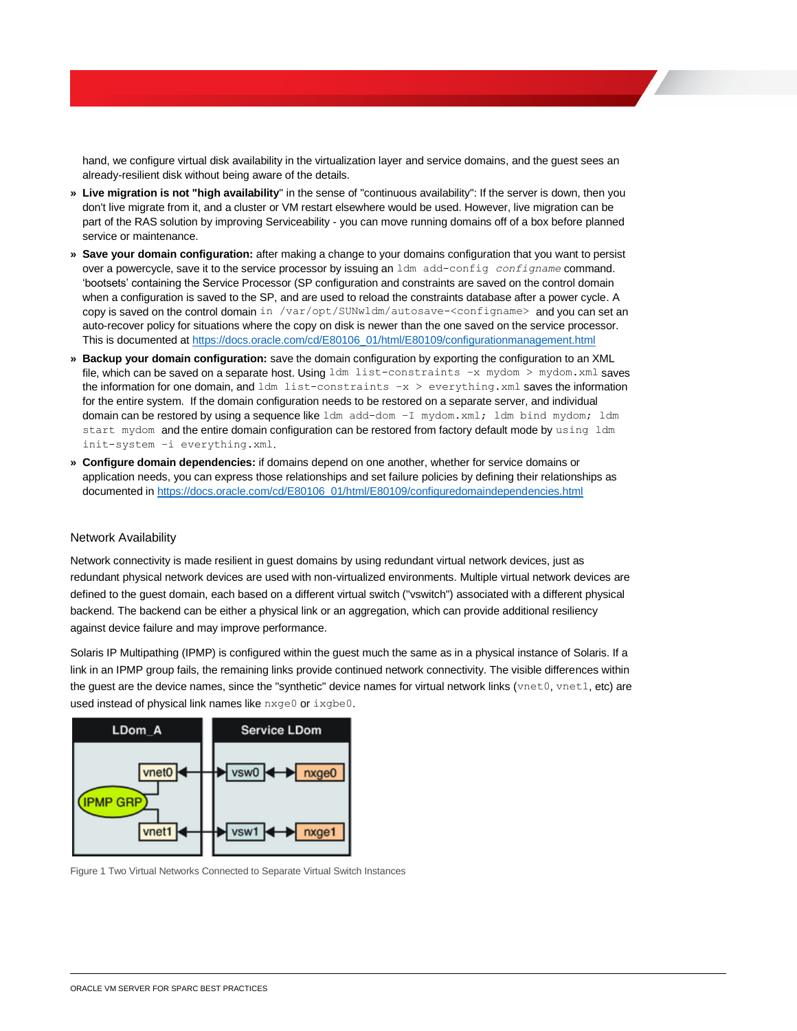hand, we configure virtual disk availability in the virtualization layer and service domains, and the guest sees an already-resilient disk without being aware of the details.

- **Live migration is not "high availability"** in the sense of "continuous availability": If the server is down, then you don't live migrate from it, and a cluster or VM restart elsewhere would be used. However, live migration can be part of the RAS solution by improving Serviceability - you can move running domains off of a box before planned service or maintenance.
- **Save your domain configuration:** after making a change to your domains configuration that you want to persist over a powercycle, save it to the service processor by issuing an `ldm add-config` *`configname`* command. 'bootsets' containing the Service Processor (SP configuration and constraints are saved on the control domain when a configuration is saved to the SP, and are used to reload the constraints database after a power cycle. A copy is saved on the control domain `in /var/opt/SUNWldm/autosave-<configname>` and you can set an auto-recover policy for situations where the copy on disk is newer than the one saved on the service processor. This is documented at https://docs.oracle.com/cd/E80106_01/html/E80109/configurationmanagement.html
- **Backup your domain configuration:** save the domain configuration by exporting the configuration to an XML file, which can be saved on a separate host. Using `ldm list-constraints -x mydom > mydom.xml` saves the information for one domain, and `ldm list-constraints -x > everything.xml` saves the information for the entire system. If the domain configuration needs to be restored on a separate server, and individual domain can be restored by using a sequence like `ldm add-dom -I mydom.xml; ldm bind mydom; ldm start mydom` and the entire domain configuration can be restored from factory default mode by `using ldm init-system -i everything.xml`.
- **Configure domain dependencies:** if domains depend on one another, whether for service domains or application needs, you can express those relationships and set failure policies by defining their relationships as documented in https://docs.oracle.com/cd/E80106_01/html/E80109/configuredomaindependencies.html

## Network Availability

Network connectivity is made resilient in guest domains by using redundant virtual network devices, just as redundant physical network devices are used with non-virtualized environments. Multiple virtual network devices are defined to the guest domain, each based on a different virtual switch ("vswitch") associated with a different physical backend. The backend can be either a physical link or an aggregation, which can provide additional resiliency against device failure and may improve performance.

Solaris IP Multipathing (IPMP) is configured within the guest much the same as in a physical instance of Solaris. If a link in an IPMP group fails, the remaining links provide continued network connectivity. The visible differences within the guest are the device names, since the "synthetic" device names for virtual network links (`vnet0`, `vnet1`, etc) are used instead of physical link names like `nxge0` or `ixgbe0`.

Figure 1 Two Virtual Networks Connected to Separate Virtual Switch Instances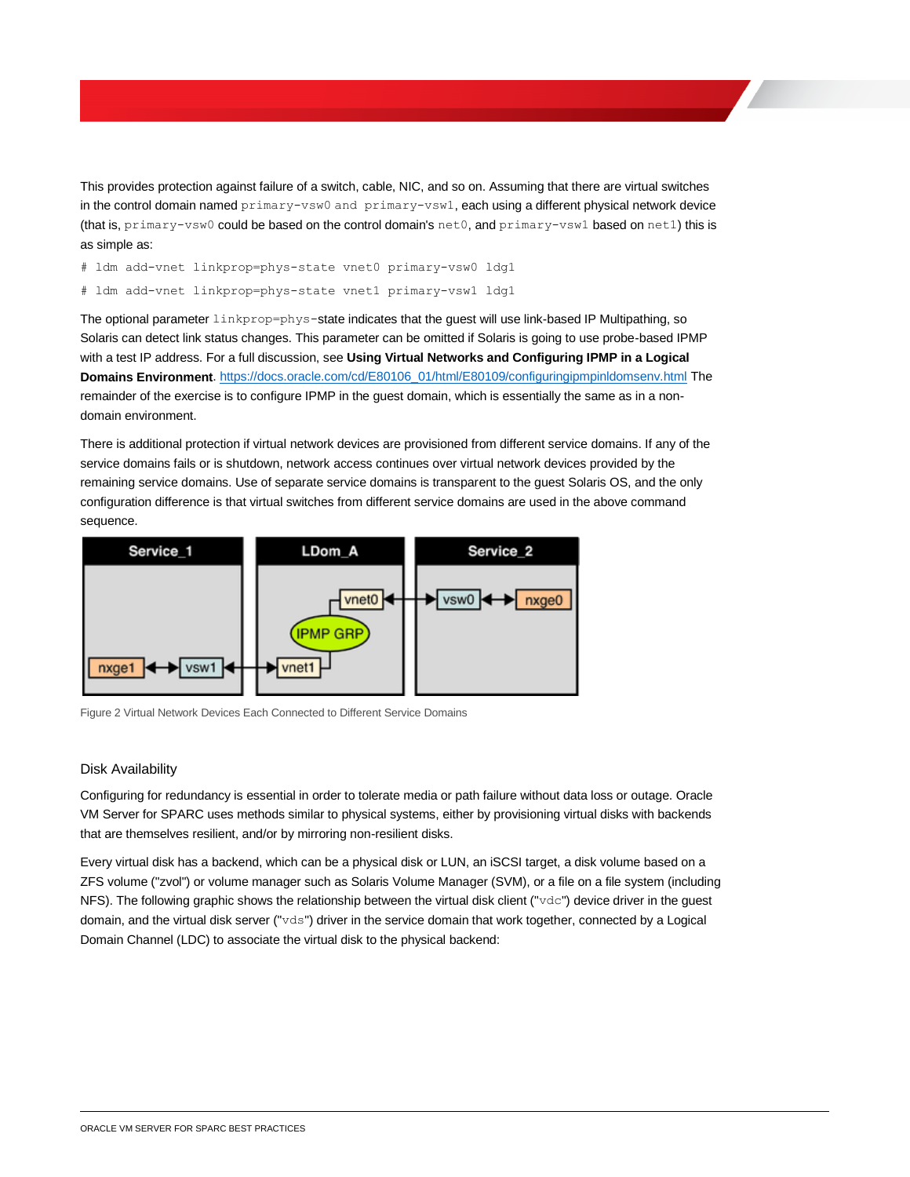This provides protection against failure of a switch, cable, NIC, and so on. Assuming that there are virtual switches in the control domain named `primary-vsw0` and `primary-vsw1`, each using a different physical network device (that is, `primary-vsw0` could be based on the control domain's `net0`, and `primary-vsw1` based on `net1`) this is as simple as:

```
# ldm add-vnet linkprop=phys-state vnet0 primary-vsw0 ldg1
# ldm add-vnet linkprop=phys-state vnet1 primary-vsw1 ldg1
```

The optional parameter `linkprop=phys-state` indicates that the guest will use link-based IP Multipathing, so Solaris can detect link status changes. This parameter can be omitted if Solaris is going to use probe-based IPMP with a test IP address. For a full discussion, see **Using Virtual Networks and Configuring IPMP in a Logical Domains Environment**. https://docs.oracle.com/cd/E80106_01/html/E80109/configuringipmpinldomsenv.html The remainder of the exercise is to configure IPMP in the guest domain, which is essentially the same as in a non-domain environment.

There is additional protection if virtual network devices are provisioned from different service domains. If any of the service domains fails or is shutdown, network access continues over virtual network devices provided by the remaining service domains. Use of separate service domains is transparent to the guest Solaris OS, and the only configuration difference is that virtual switches from different service domains are used in the above command sequence.

Figure 2 Virtual Network Devices Each Connected to Different Service Domains

## Disk Availability

Configuring for redundancy is essential in order to tolerate media or path failure without data loss or outage. Oracle VM Server for SPARC uses methods similar to physical systems, either by provisioning virtual disks with backends that are themselves resilient, and/or by mirroring non-resilient disks.

Every virtual disk has a backend, which can be a physical disk or LUN, an iSCSI target, a disk volume based on a ZFS volume ("zvol") or volume manager such as Solaris Volume Manager (SVM), or a file on a file system (including NFS). The following graphic shows the relationship between the virtual disk client ("`vdc`") device driver in the guest domain, and the virtual disk server ("`vds`") driver in the service domain that work together, connected by a Logical Domain Channel (LDC) to associate the virtual disk to the physical backend: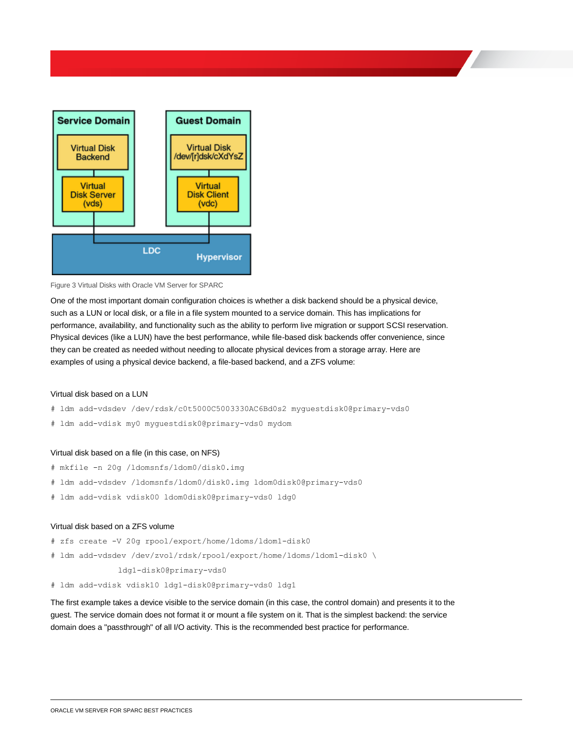Figure 3 Virtual Disks with Oracle VM Server for SPARC

One of the most important domain configuration choices is whether a disk backend should be a physical device, such as a LUN or local disk, or a file in a file system mounted to a service domain. This has implications for performance, availability, and functionality such as the ability to perform live migration or support SCSI reservation. Physical devices (like a LUN) have the best performance, while file-based disk backends offer convenience, since they can be created as needed without needing to allocate physical devices from a storage array. Here are examples of using a physical device backend, a file-based backend, and a ZFS volume:

Virtual disk based on a LUN

```
# ldm add-vdsdev /dev/rdsk/c0t5000C5003330AC6Bd0s2 myguestdisk0@primary-vds0
# ldm add-vdisk my0 myguestdisk0@primary-vds0 mydom
```

Virtual disk based on a file (in this case, on NFS)

```
# mkfile -n 20g /ldomsnfs/ldom0/disk0.img
# ldm add-vdsdev /ldomsnfs/ldom0/disk0.img ldom0disk0@primary-vds0
# ldm add-vdisk vdisk00 ldom0disk0@primary-vds0 ldg0
```

Virtual disk based on a ZFS volume

```
# zfs create -V 20g rpool/export/home/ldoms/ldom1-disk0
# ldm add-vdsdev /dev/zvol/rdsk/rpool/export/home/ldoms/ldom1-disk0 \
              ldg1-disk0@primary-vds0
# ldm add-vdisk vdisk10 ldg1-disk0@primary-vds0 ldg1
```

The first example takes a device visible to the service domain (in this case, the control domain) and presents it to the guest. The service domain does not format it or mount a file system on it. That is the simplest backend: the service domain does a "passthrough" of all I/O activity. This is the recommended best practice for performance.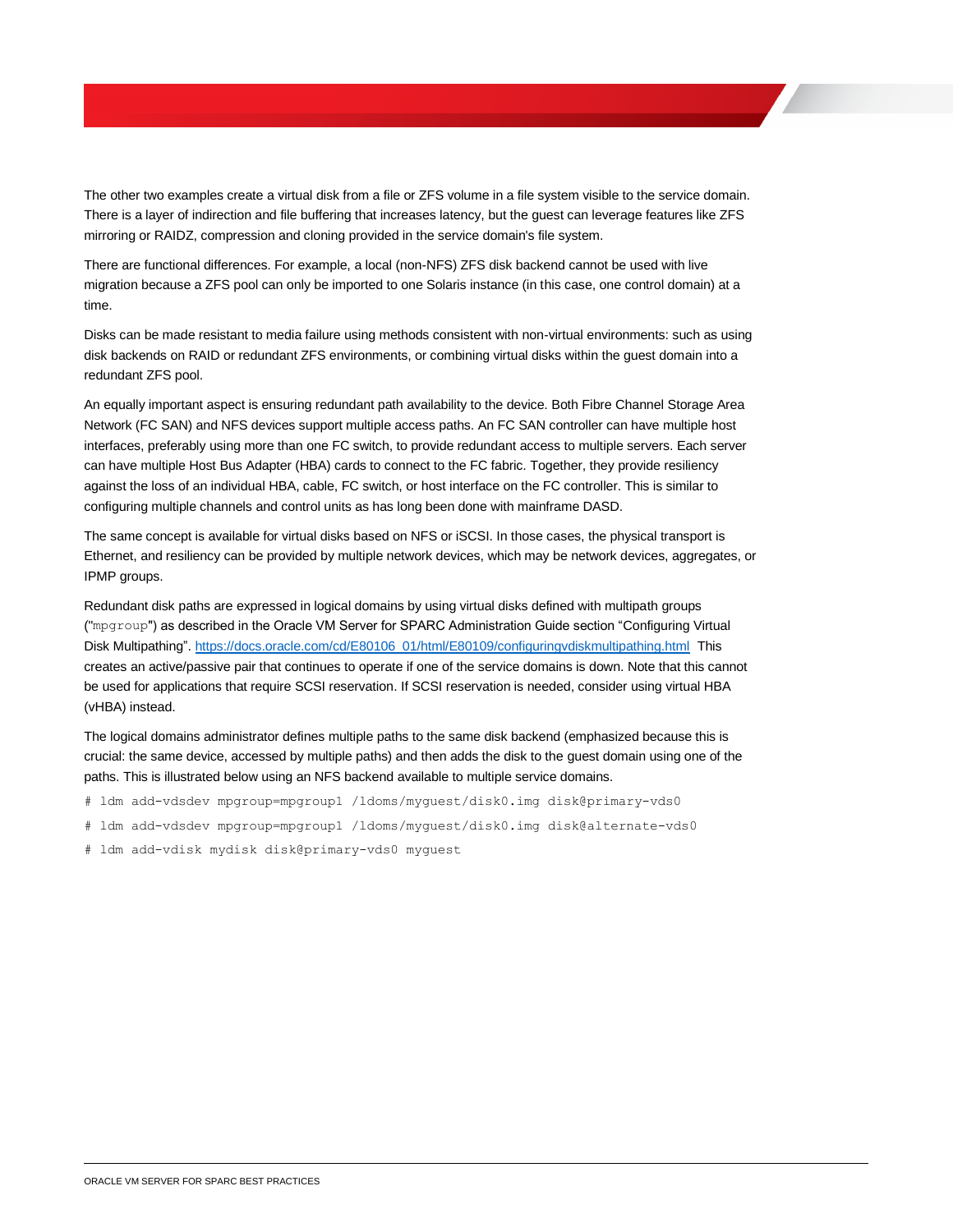The other two examples create a virtual disk from a file or ZFS volume in a file system visible to the service domain. There is a layer of indirection and file buffering that increases latency, but the guest can leverage features like ZFS mirroring or RAIDZ, compression and cloning provided in the service domain's file system.

There are functional differences. For example, a local (non-NFS) ZFS disk backend cannot be used with live migration because a ZFS pool can only be imported to one Solaris instance (in this case, one control domain) at a time.

Disks can be made resistant to media failure using methods consistent with non-virtual environments: such as using disk backends on RAID or redundant ZFS environments, or combining virtual disks within the guest domain into a redundant ZFS pool.

An equally important aspect is ensuring redundant path availability to the device. Both Fibre Channel Storage Area Network (FC SAN) and NFS devices support multiple access paths. An FC SAN controller can have multiple host interfaces, preferably using more than one FC switch, to provide redundant access to multiple servers. Each server can have multiple Host Bus Adapter (HBA) cards to connect to the FC fabric. Together, they provide resiliency against the loss of an individual HBA, cable, FC switch, or host interface on the FC controller. This is similar to configuring multiple channels and control units as has long been done with mainframe DASD.

The same concept is available for virtual disks based on NFS or iSCSI. In those cases, the physical transport is Ethernet, and resiliency can be provided by multiple network devices, which may be network devices, aggregates, or IPMP groups.

Redundant disk paths are expressed in logical domains by using virtual disks defined with multipath groups ("`mpgroup`") as described in the Oracle VM Server for SPARC Administration Guide section "Configuring Virtual Disk Multipathing". https://docs.oracle.com/cd/E80106_01/html/E80109/configuringvdiskmultipathing.html This creates an active/passive pair that continues to operate if one of the service domains is down. Note that this cannot be used for applications that require SCSI reservation. If SCSI reservation is needed, consider using virtual HBA (vHBA) instead.

The logical domains administrator defines multiple paths to the same disk backend (emphasized because this is crucial: the same device, accessed by multiple paths) and then adds the disk to the guest domain using one of the paths. This is illustrated below using an NFS backend available to multiple service domains.

```
# ldm add-vdsdev mpgroup=mpgroup1 /ldoms/myguest/disk0.img disk@primary-vds0
# ldm add-vdsdev mpgroup=mpgroup1 /ldoms/myguest/disk0.img disk@alternate-vds0
# ldm add-vdisk mydisk disk@primary-vds0 myguest
```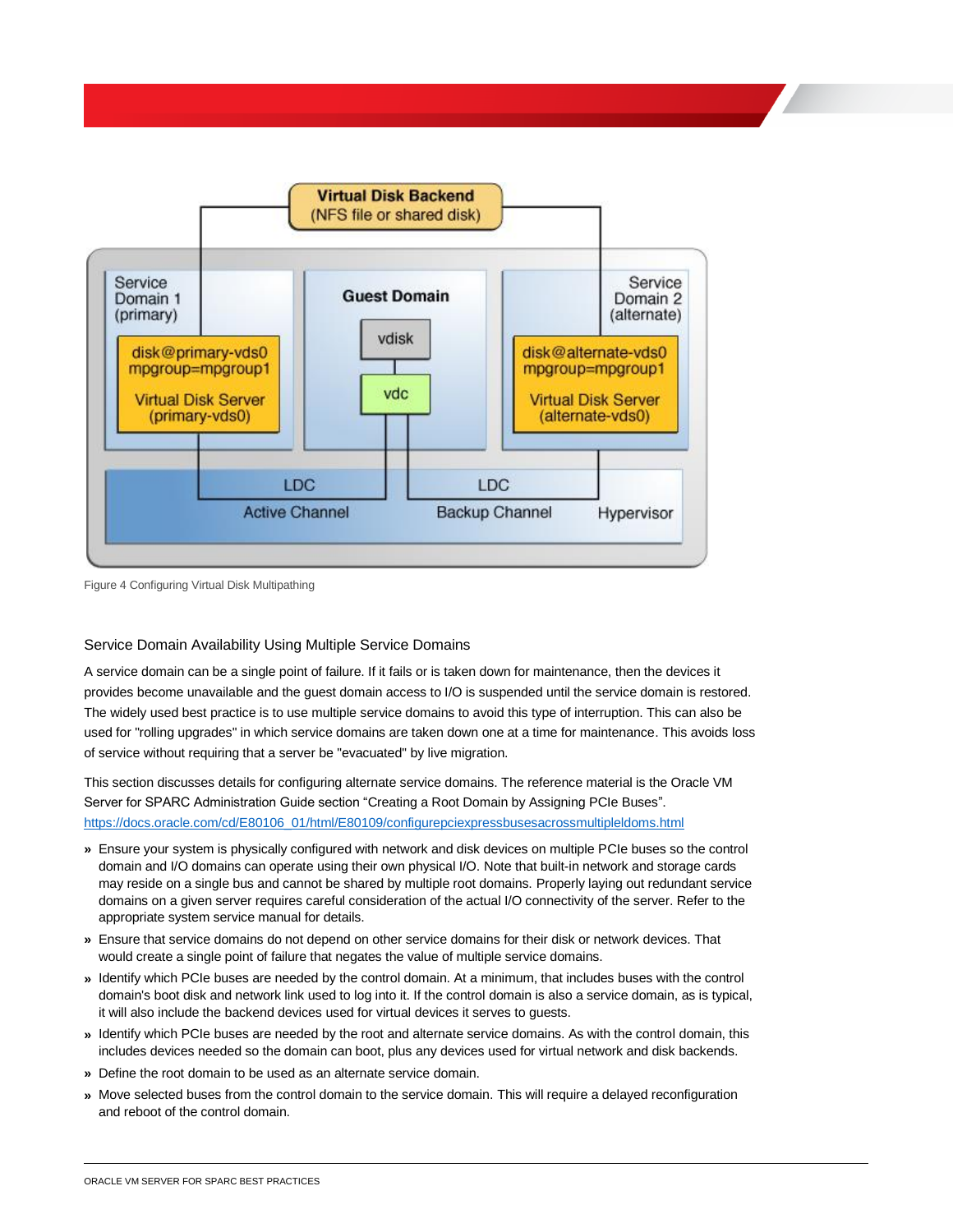Figure 4 Configuring Virtual Disk Multipathing

## Service Domain Availability Using Multiple Service Domains

A service domain can be a single point of failure. If it fails or is taken down for maintenance, then the devices it provides become unavailable and the guest domain access to I/O is suspended until the service domain is restored. The widely used best practice is to use multiple service domains to avoid this type of interruption. This can also be used for "rolling upgrades" in which service domains are taken down one at a time for maintenance. This avoids loss of service without requiring that a server be "evacuated" by live migration.

This section discusses details for configuring alternate service domains. The reference material is the Oracle VM Server for SPARC Administration Guide section “Creating a Root Domain by Assigning PCIe Buses”. https://docs.oracle.com/cd/E80106_01/html/E80109/configurepciexpressbusesacrossmultipleldoms.html

- Ensure your system is physically configured with network and disk devices on multiple PCIe buses so the control domain and I/O domains can operate using their own physical I/O. Note that built-in network and storage cards may reside on a single bus and cannot be shared by multiple root domains. Properly laying out redundant service domains on a given server requires careful consideration of the actual I/O connectivity of the server. Refer to the appropriate system service manual for details.
- Ensure that service domains do not depend on other service domains for their disk or network devices. That would create a single point of failure that negates the value of multiple service domains.
- Identify which PCIe buses are needed by the control domain. At a minimum, that includes buses with the control domain's boot disk and network link used to log into it. If the control domain is also a service domain, as is typical, it will also include the backend devices used for virtual devices it serves to guests.
- Identify which PCIe buses are needed by the root and alternate service domains. As with the control domain, this includes devices needed so the domain can boot, plus any devices used for virtual network and disk backends.
- Define the root domain to be used as an alternate service domain.
- Move selected buses from the control domain to the service domain. This will require a delayed reconfiguration and reboot of the control domain.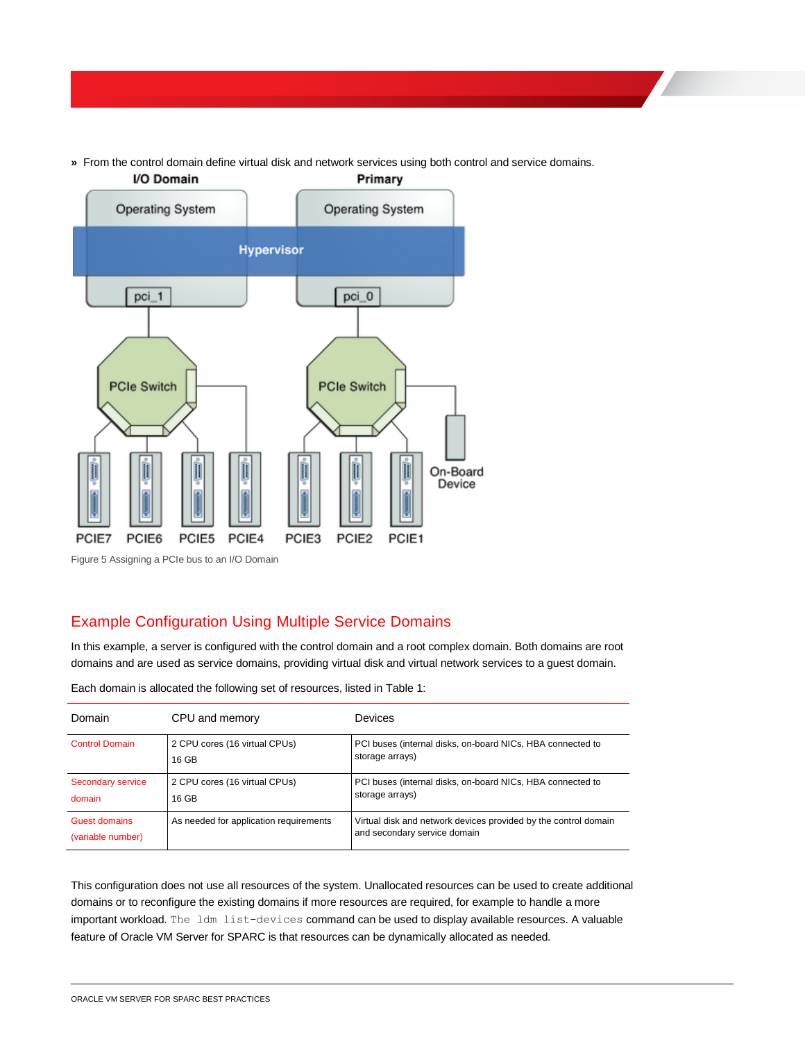» From the control domain define virtual disk and network services using both control and service domains.

Figure 5 Assigning a PCIe bus to an I/O Domain

## Example Configuration Using Multiple Service Domains

In this example, a server is configured with the control domain and a root complex domain. Both domains are root domains and are used as service domains, providing virtual disk and virtual network services to a guest domain.

Each domain is allocated the following set of resources, listed in Table 1:

| Domain | CPU and memory | Devices |
| --- | --- | --- |
| Control Domain | 2 CPU cores (16 virtual CPUs)<br>16 GB | PCI buses (internal disks, on-board NICs, HBA connected to storage arrays) |
| Secondary service domain | 2 CPU cores (16 virtual CPUs)<br>16 GB | PCI buses (internal disks, on-board NICs, HBA connected to storage arrays) |
| Guest domains (variable number) | As needed for application requirements | Virtual disk and network devices provided by the control domain and secondary service domain |

This configuration does not use all resources of the system. Unallocated resources can be used to create additional domains or to reconfigure the existing domains if more resources are required, for example to handle a more important workload. The `ldm list-devices` command can be used to display available resources. A valuable feature of Oracle VM Server for SPARC is that resources can be dynamically allocated as needed.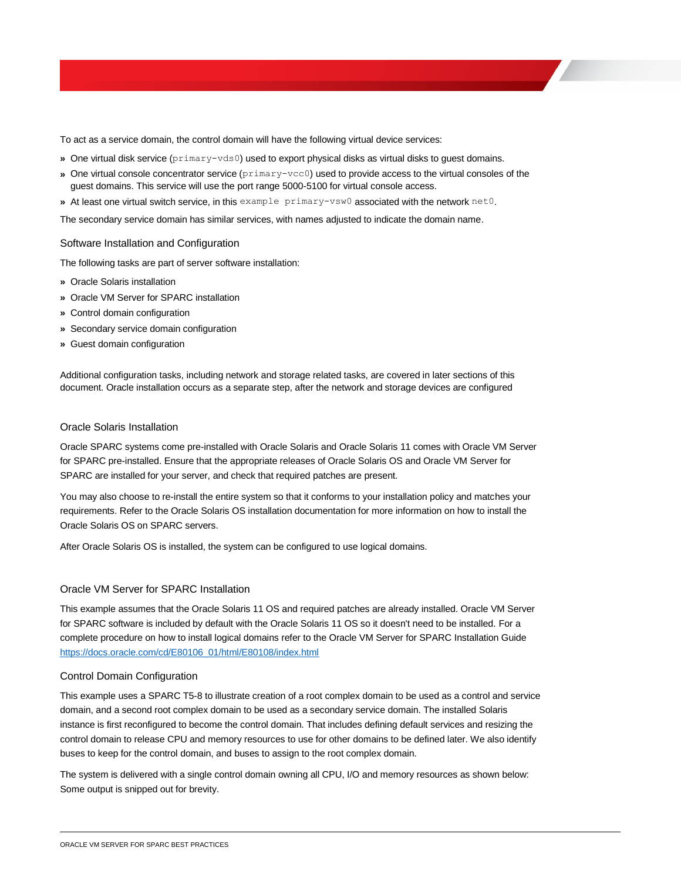To act as a service domain, the control domain will have the following virtual device services:

- One virtual disk service (`primary-vds0`) used to export physical disks as virtual disks to guest domains.
- One virtual console concentrator service (`primary-vcc0`) used to provide access to the virtual consoles of the guest domains. This service will use the port range 5000-5100 for virtual console access.
- At least one virtual switch service, in this `example primary-vsw0` associated with the network `net0`.

The secondary service domain has similar services, with names adjusted to indicate the domain name.

## Software Installation and Configuration

The following tasks are part of server software installation:

- Oracle Solaris installation
- Oracle VM Server for SPARC installation
- Control domain configuration
- Secondary service domain configuration
- Guest domain configuration

Additional configuration tasks, including network and storage related tasks, are covered in later sections of this document. Oracle installation occurs as a separate step, after the network and storage devices are configured

### Oracle Solaris Installation

Oracle SPARC systems come pre-installed with Oracle Solaris and Oracle Solaris 11 comes with Oracle VM Server for SPARC pre-installed. Ensure that the appropriate releases of Oracle Solaris OS and Oracle VM Server for SPARC are installed for your server, and check that required patches are present.

You may also choose to re-install the entire system so that it conforms to your installation policy and matches your requirements. Refer to the Oracle Solaris OS installation documentation for more information on how to install the Oracle Solaris OS on SPARC servers.

After Oracle Solaris OS is installed, the system can be configured to use logical domains.

### Oracle VM Server for SPARC Installation

This example assumes that the Oracle Solaris 11 OS and required patches are already installed. Oracle VM Server for SPARC software is included by default with the Oracle Solaris 11 OS so it doesn't need to be installed. For a complete procedure on how to install logical domains refer to the Oracle VM Server for SPARC Installation Guide https://docs.oracle.com/cd/E80106_01/html/E80108/index.html

### Control Domain Configuration

This example uses a SPARC T5-8 to illustrate creation of a root complex domain to be used as a control and service domain, and a second root complex domain to be used as a secondary service domain. The installed Solaris instance is first reconfigured to become the control domain. That includes defining default services and resizing the control domain to release CPU and memory resources to use for other domains to be defined later. We also identify buses to keep for the control domain, and buses to assign to the root complex domain.

The system is delivered with a single control domain owning all CPU, I/O and memory resources as shown below: Some output is snipped out for brevity.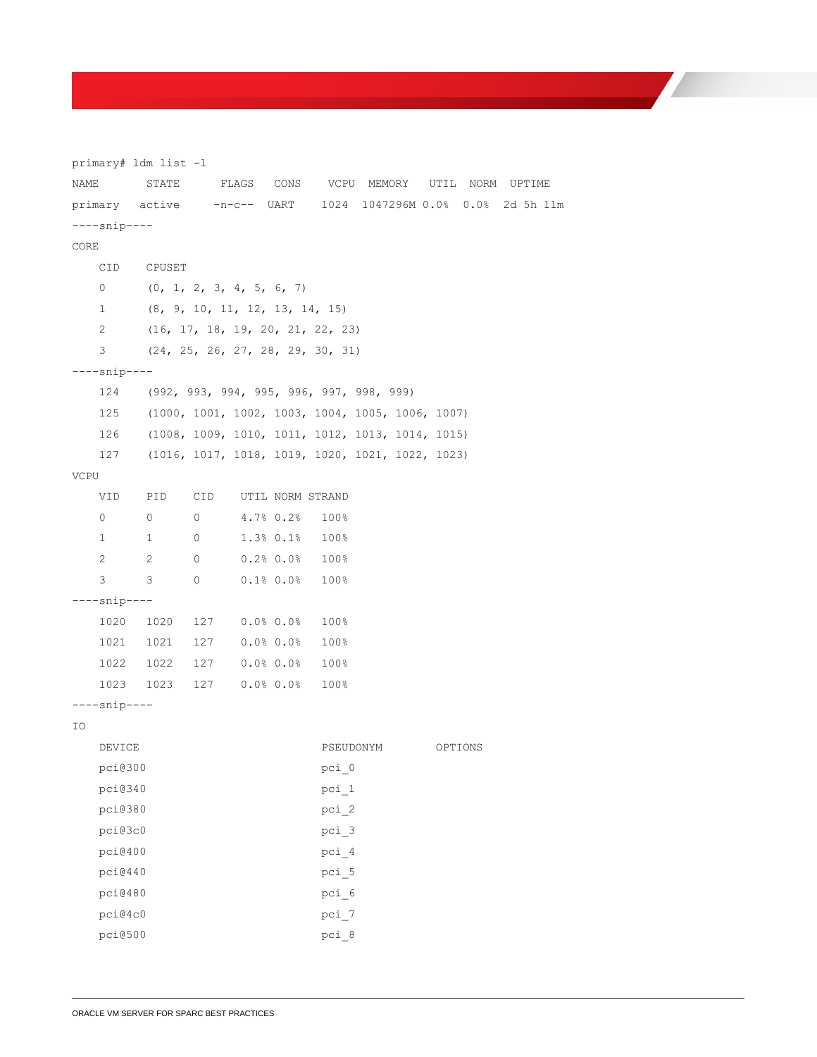```
primary# ldm list -l
NAME        STATE      FLAGS    CONS     VCPU  MEMORY    UTIL  NORM  UPTIME
primary     active     -n-c--   UART     1024  1047296M 0.0%  0.0%  2d 5h 11m
----snip----
CORE
    CID     CPUSET
    0       (0, 1, 2, 3, 4, 5, 6, 7)
    1       (8, 9, 10, 11, 12, 13, 14, 15)
    2       (16, 17, 18, 19, 20, 21, 22, 23)
    3       (24, 25, 26, 27, 28, 29, 30, 31)
----snip----
    124     (992, 993, 994, 995, 996, 997, 998, 999)
    125     (1000, 1001, 1002, 1003, 1004, 1005, 1006, 1007)
    126     (1008, 1009, 1010, 1011, 1012, 1013, 1014, 1015)
    127     (1016, 1017, 1018, 1019, 1020, 1021, 1022, 1023)
VCPU
    VID     PID     CID     UTIL NORM STRAND
    0       0       0       4.7% 0.2%   100%
    1       1       0       1.3% 0.1%   100%
    2       2       0       0.2% 0.0%   100%
    3       3       0       0.1% 0.0%   100%
----snip----
    1020    1020    127     0.0% 0.0%   100%
    1021    1021    127     0.0% 0.0%   100%
    1022    1022    127     0.0% 0.0%   100%
    1023    1023    127     0.0% 0.0%   100%
----snip----
IO
    DEVICE                           PSEUDONYM        OPTIONS
    pci@300                          pci_0
    pci@340                          pci_1
    pci@380                          pci_2
    pci@3c0                          pci_3
    pci@400                          pci_4
    pci@440                          pci_5
    pci@480                          pci_6
    pci@4c0                          pci_7
    pci@500                          pci_8
```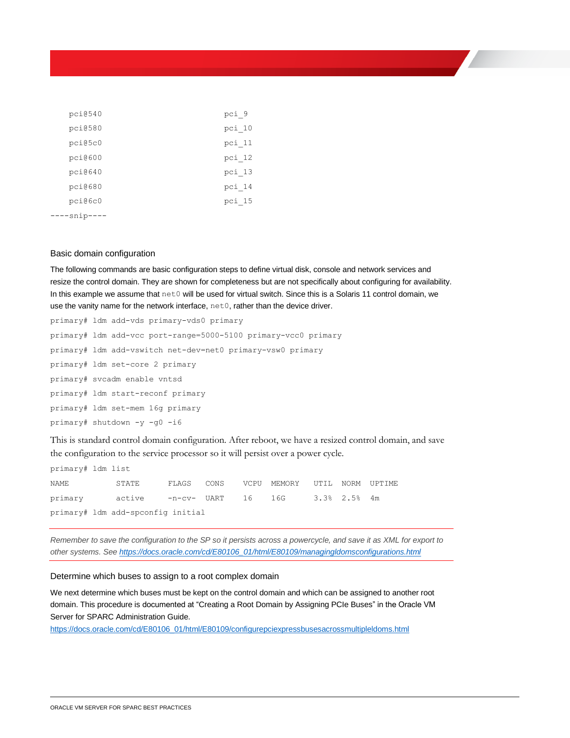```
    pci@540                              pci_9
    pci@580                              pci_10
    pci@5c0                              pci_11
    pci@600                              pci_12
    pci@640                              pci_13
    pci@680                              pci_14
    pci@6c0                              pci_15
----snip----
```

### Basic domain configuration

The following commands are basic configuration steps to define virtual disk, console and network services and resize the control domain. They are shown for completeness but are not specifically about configuring for availability. In this example we assume that `net0` will be used for virtual switch. Since this is a Solaris 11 control domain, we use the vanity name for the network interface, `net0`, rather than the device driver.

```
primary# ldm add-vds primary-vds0 primary
primary# ldm add-vcc port-range=5000-5100 primary-vcc0 primary
primary# ldm add-vswitch net-dev=net0 primary-vsw0 primary
primary# ldm set-core 2 primary
primary# svcadm enable vntsd
primary# ldm start-reconf primary
primary# ldm set-mem 16g primary
primary# shutdown -y -g0 -i6
```

This is standard control domain configuration. After reboot, we have a resized control domain, and save the configuration to the service processor so it will persist over a power cycle.

```
primary# ldm list
NAME          STATE      FLAGS   CONS    VCPU  MEMORY   UTIL  NORM  UPTIME
primary       active     -n-cv-  UART    16    16G      3.3%  2.5%  4m
primary# ldm add-spconfig initial
```

---

*Remember to save the configuration to the SP so it persists across a powercycle, and save it as XML for export to other systems. See https://docs.oracle.com/cd/E80106_01/html/E80109/managingldomsconfigurations.html*

---

### Determine which buses to assign to a root complex domain

We next determine which buses must be kept on the control domain and which can be assigned to another root domain. This procedure is documented at "Creating a Root Domain by Assigning PCIe Buses" in the Oracle VM Server for SPARC Administration Guide.
https://docs.oracle.com/cd/E80106_01/html/E80109/configurepciexpressbusesacrossmultipleldoms.html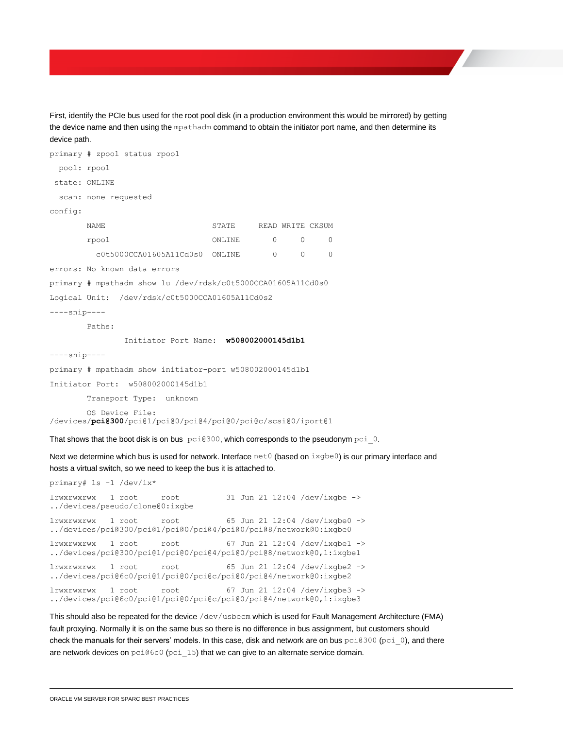First, identify the PCIe bus used for the root pool disk (in a production environment this would be mirrored) by getting the device name and then using the `mpathadm` command to obtain the initiator port name, and then determine its device path.

```
primary # zpool status rpool
  pool: rpool
 state: ONLINE
  scan: none requested
config:
        NAME                       STATE     READ WRITE CKSUM
        rpool                      ONLINE       0     0     0
          c0t5000CCA01605A11Cd0s0  ONLINE       0     0     0
errors: No known data errors
primary # mpathadm show lu /dev/rdsk/c0t5000CCA01605A11Cd0s0
Logical Unit:  /dev/rdsk/c0t5000CCA01605A11Cd0s2
----snip----
        Paths:
                Initiator Port Name:  w508002000145d1b1
----snip----
primary # mpathadm show initiator-port w508002000145d1b1
Initiator Port:  w508002000145d1b1
        Transport Type:  unknown
        OS Device File:
/devices/pci@300/pci@1/pci@0/pci@4/pci@0/pci@c/scsi@0/iport@1
```

That shows that the boot disk is on bus `pci@300`, which corresponds to the pseudonym `pci_0`.

Next we determine which bus is used for network. Interface `net0` (based on `ixgbe0`) is our primary interface and hosts a virtual switch, so we need to keep the bus it is attached to.

```
primary# ls -l /dev/ix*
lrwxrwxrwx   1 root     root          31 Jun 21 12:04 /dev/ixgbe ->
../devices/pseudo/clone@0:ixgbe
lrwxrwxrwx   1 root     root          65 Jun 21 12:04 /dev/ixgbe0 ->
../devices/pci@300/pci@1/pci@0/pci@4/pci@0/pci@8/network@0:ixgbe0
lrwxrwxrwx   1 root     root          67 Jun 21 12:04 /dev/ixgbe1 ->
../devices/pci@300/pci@1/pci@0/pci@4/pci@0/pci@8/network@0,1:ixgbe1
lrwxrwxrwx   1 root     root          65 Jun 21 12:04 /dev/ixgbe2 ->
../devices/pci@6c0/pci@1/pci@0/pci@c/pci@0/pci@4/network@0:ixgbe2
lrwxrwxrwx   1 root     root          67 Jun 21 12:04 /dev/ixgbe3 ->
../devices/pci@6c0/pci@1/pci@0/pci@c/pci@0/pci@4/network@0,1:ixgbe3
```

This should also be repeated for the device `/dev/usbecm` which is used for Fault Management Architecture (FMA) fault proxying. Normally it is on the same bus so there is no difference in bus assignment, but customers should check the manuals for their servers' models. In this case, disk and network are on bus `pci@300` (`pci_0`), and there are network devices on `pci@6c0` (`pci_15`) that we can give to an alternate service domain.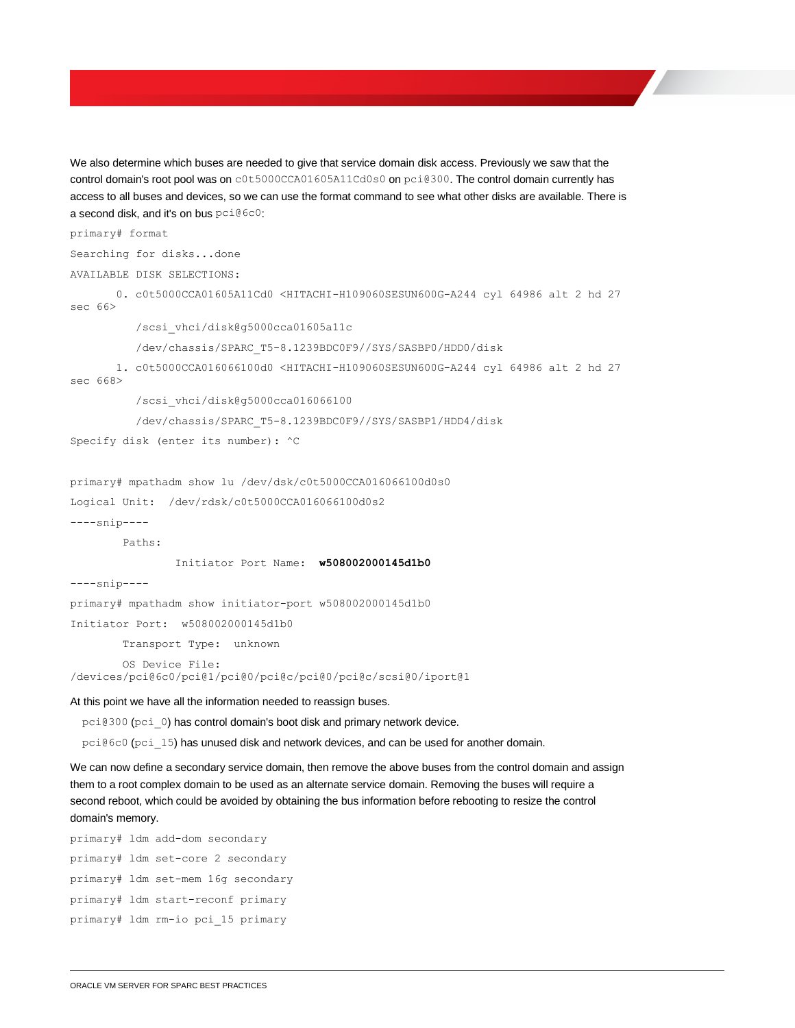We also determine which buses are needed to give that service domain disk access. Previously we saw that the control domain's root pool was on `c0t5000CCA01605A11Cd0s0` on `pci@300`. The control domain currently has access to all buses and devices, so we can use the format command to see what other disks are available. There is a second disk, and it's on bus `pci@6c0`:

```
primary# format
Searching for disks...done
AVAILABLE DISK SELECTIONS:
       0. c0t5000CCA01605A11Cd0 <HITACHI-H109060SESUN600G-A244 cyl 64986 alt 2 hd 27
sec 66>
          /scsi_vhci/disk@g5000cca01605a11c
          /dev/chassis/SPARC_T5-8.1239BDC0F9//SYS/SASBP0/HDD0/disk
       1. c0t5000CCA016066100d0 <HITACHI-H109060SESUN600G-A244 cyl 64986 alt 2 hd 27
sec 668>
          /scsi_vhci/disk@g5000cca016066100
          /dev/chassis/SPARC_T5-8.1239BDC0F9//SYS/SASBP1/HDD4/disk
Specify disk (enter its number): ^C

primary# mpathadm show lu /dev/dsk/c0t5000CCA016066100d0s0
Logical Unit:  /dev/rdsk/c0t5000CCA016066100d0s2
----snip----
        Paths:
                Initiator Port Name:  w508002000145d1b0
----snip----
primary# mpathadm show initiator-port w508002000145d1b0
Initiator Port:  w508002000145d1b0
        Transport Type:  unknown
        OS Device File:
/devices/pci@6c0/pci@1/pci@0/pci@c/pci@0/pci@c/scsi@0/iport@1
```

At this point we have all the information needed to reassign buses.

`pci@300` (`pci_0`) has control domain's boot disk and primary network device.

`pci@6c0` (`pci_15`) has unused disk and network devices, and can be used for another domain.

We can now define a secondary service domain, then remove the above buses from the control domain and assign them to a root complex domain to be used as an alternate service domain. Removing the buses will require a second reboot, which could be avoided by obtaining the bus information before rebooting to resize the control domain's memory.

```
primary# ldm add-dom secondary
primary# ldm set-core 2 secondary
primary# ldm set-mem 16g secondary
primary# ldm start-reconf primary
primary# ldm rm-io pci_15 primary
```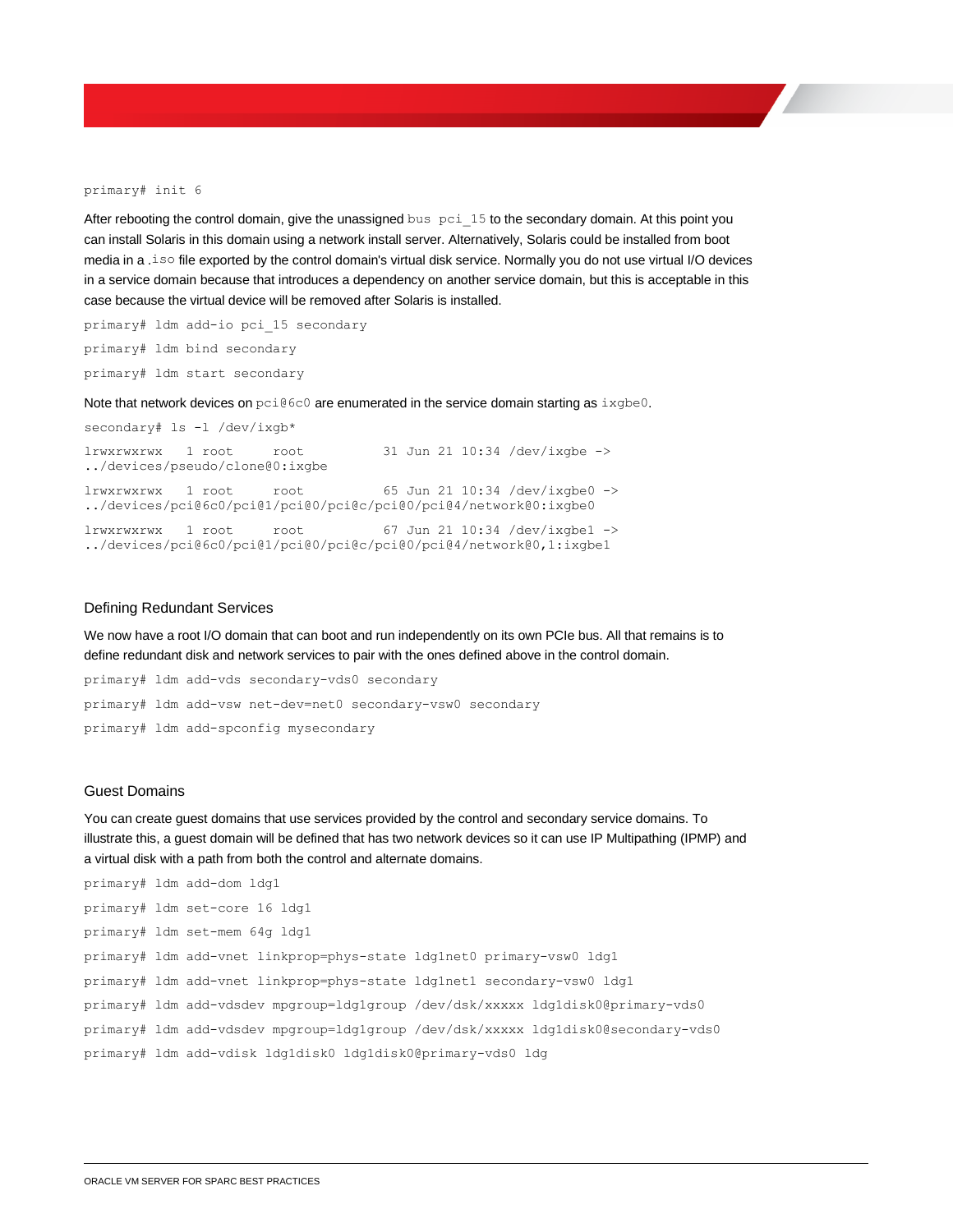```
primary# init 6
```

After rebooting the control domain, give the unassigned `bus pci_15` to the secondary domain. At this point you can install Solaris in this domain using a network install server. Alternatively, Solaris could be installed from boot media in a `.iso` file exported by the control domain's virtual disk service. Normally you do not use virtual I/O devices in a service domain because that introduces a dependency on another service domain, but this is acceptable in this case because the virtual device will be removed after Solaris is installed.

```
primary# ldm add-io pci_15 secondary
primary# ldm bind secondary
primary# ldm start secondary
```

Note that network devices on `pci@6c0` are enumerated in the service domain starting as `ixgbe0`.

```
secondary# ls -l /dev/ixgb*
lrwxrwxrwx   1 root     root          31 Jun 21 10:34 /dev/ixgbe ->
../devices/pseudo/clone@0:ixgbe
lrwxrwxrwx   1 root     root          65 Jun 21 10:34 /dev/ixgbe0 ->
../devices/pci@6c0/pci@1/pci@0/pci@c/pci@0/pci@4/network@0:ixgbe0
lrwxrwxrwx   1 root     root          67 Jun 21 10:34 /dev/ixgbe1 ->
../devices/pci@6c0/pci@1/pci@0/pci@c/pci@0/pci@4/network@0,1:ixgbe1
```

## Defining Redundant Services

We now have a root I/O domain that can boot and run independently on its own PCIe bus. All that remains is to define redundant disk and network services to pair with the ones defined above in the control domain.

```
primary# ldm add-vds secondary-vds0 secondary
primary# ldm add-vsw net-dev=net0 secondary-vsw0 secondary
primary# ldm add-spconfig mysecondary
```

## Guest Domains

You can create guest domains that use services provided by the control and secondary service domains. To illustrate this, a guest domain will be defined that has two network devices so it can use IP Multipathing (IPMP) and a virtual disk with a path from both the control and alternate domains.

```
primary# ldm add-dom ldg1
primary# ldm set-core 16 ldg1
primary# ldm set-mem 64g ldg1
primary# ldm add-vnet linkprop=phys-state ldg1net0 primary-vsw0 ldg1
primary# ldm add-vnet linkprop=phys-state ldg1net1 secondary-vsw0 ldg1
primary# ldm add-vdsdev mpgroup=ldg1group /dev/dsk/xxxxx ldg1disk0@primary-vds0
primary# ldm add-vdsdev mpgroup=ldg1group /dev/dsk/xxxxx ldg1disk0@secondary-vds0
primary# ldm add-vdisk ldg1disk0 ldg1disk0@primary-vds0 ldg
```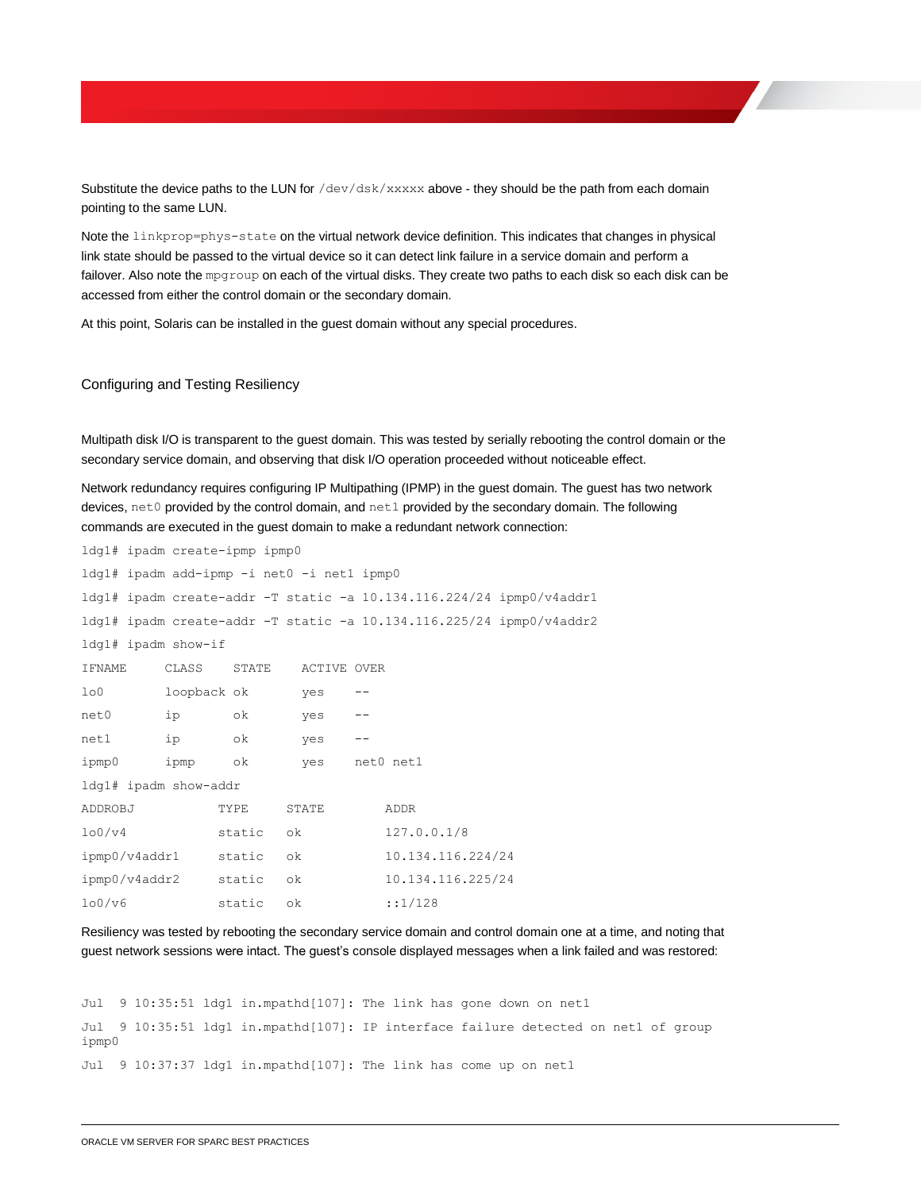Substitute the device paths to the LUN for `/dev/dsk/xxxxx` above - they should be the path from each domain pointing to the same LUN.

Note the `linkprop=phys-state` on the virtual network device definition. This indicates that changes in physical link state should be passed to the virtual device so it can detect link failure in a service domain and perform a failover. Also note the `mpgroup` on each of the virtual disks. They create two paths to each disk so each disk can be accessed from either the control domain or the secondary domain.

At this point, Solaris can be installed in the guest domain without any special procedures.

## Configuring and Testing Resiliency

Multipath disk I/O is transparent to the guest domain. This was tested by serially rebooting the control domain or the secondary service domain, and observing that disk I/O operation proceeded without noticeable effect.

Network redundancy requires configuring IP Multipathing (IPMP) in the guest domain. The guest has two network devices, `net0` provided by the control domain, and `net1` provided by the secondary domain. The following commands are executed in the guest domain to make a redundant network connection:

```
ldg1# ipadm create-ipmp ipmp0
ldg1# ipadm add-ipmp -i net0 -i net1 ipmp0
ldg1# ipadm create-addr -T static -a 10.134.116.224/24 ipmp0/v4addr1
ldg1# ipadm create-addr -T static -a 10.134.116.225/24 ipmp0/v4addr2
ldg1# ipadm show-if
IFNAME     CLASS    STATE    ACTIVE OVER
lo0        loopback ok       yes    --
net0       ip       ok       yes    --
net1       ip       ok       yes    --
ipmp0      ipmp     ok       yes    net0 net1
ldg1# ipadm show-addr
ADDROBJ           TYPE     STATE        ADDR
lo0/v4            static   ok           127.0.0.1/8
ipmp0/v4addr1     static   ok           10.134.116.224/24
ipmp0/v4addr2     static   ok           10.134.116.225/24
lo0/v6            static   ok           ::1/128
```

Resiliency was tested by rebooting the secondary service domain and control domain one at a time, and noting that guest network sessions were intact. The guest's console displayed messages when a link failed and was restored:

```
Jul  9 10:35:51 ldg1 in.mpathd[107]: The link has gone down on net1
Jul  9 10:35:51 ldg1 in.mpathd[107]: IP interface failure detected on net1 of group
ipmp0
Jul  9 10:37:37 ldg1 in.mpathd[107]: The link has come up on net1
```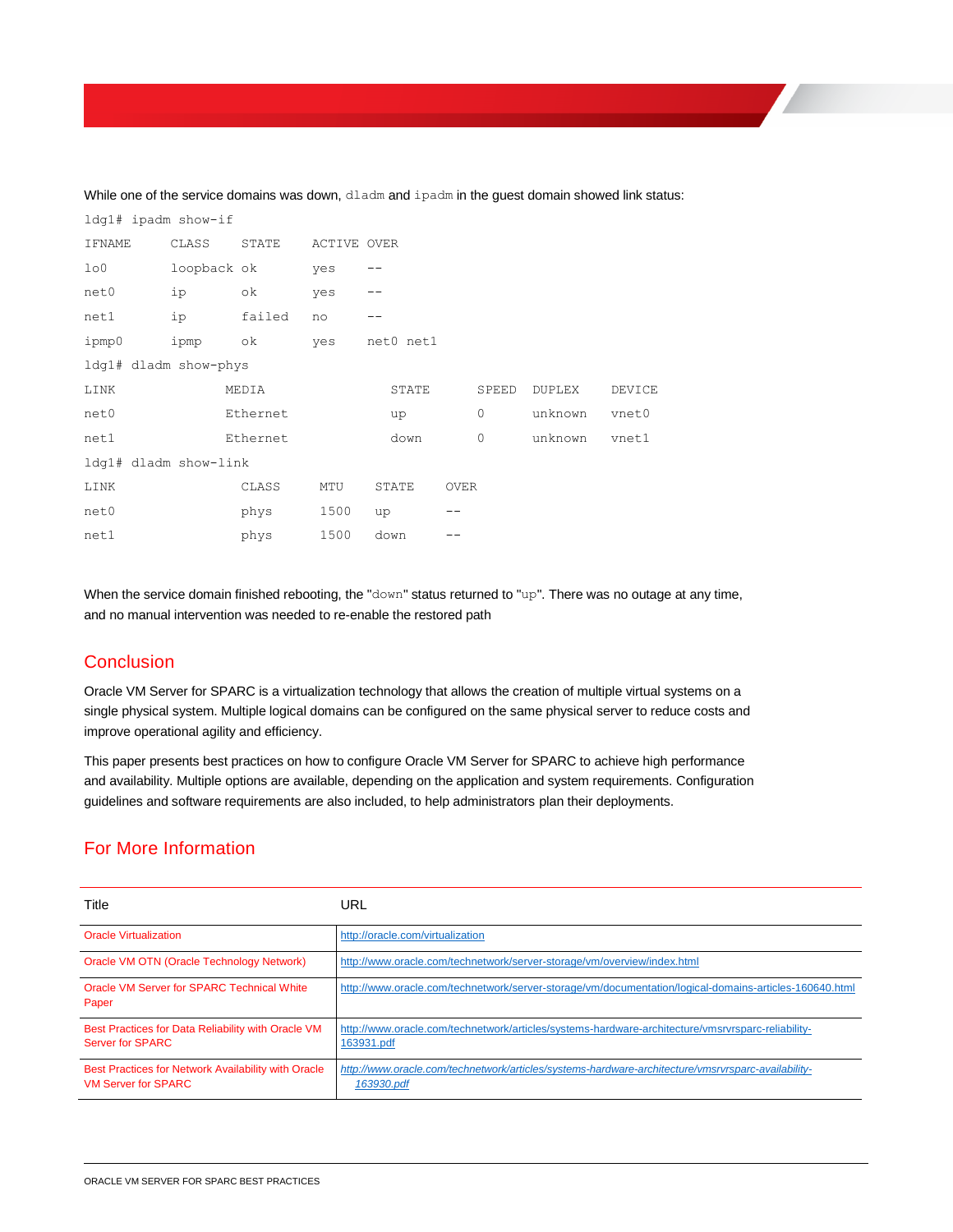While one of the service domains was down, `dladm` and `ipadm` in the guest domain showed link status:

```
ldg1# ipadm show-if
IFNAME     CLASS    STATE    ACTIVE OVER
lo0        loopback ok       yes    --
net0       ip       ok       yes    --
net1       ip       failed   no     --
ipmp0      ipmp     ok       yes    net0 net1
ldg1# dladm show-phys
LINK              MEDIA                STATE      SPEED  DUPLEX    DEVICE
net0              Ethernet             up         0      unknown   vnet0
net1              Ethernet             down       0      unknown   vnet1
ldg1# dladm show-link
LINK                CLASS     MTU    STATE    OVER
net0                phys      1500   up       --
net1                phys      1500   down     --
```

When the service domain finished rebooting, the "`down`" status returned to "`up`". There was no outage at any time, and no manual intervention was needed to re-enable the restored path

## Conclusion

Oracle VM Server for SPARC is a virtualization technology that allows the creation of multiple virtual systems on a single physical system. Multiple logical domains can be configured on the same physical server to reduce costs and improve operational agility and efficiency.

This paper presents best practices on how to configure Oracle VM Server for SPARC to achieve high performance and availability. Multiple options are available, depending on the application and system requirements. Configuration guidelines and software requirements are also included, to help administrators plan their deployments.

## For More Information

| Title | URL |
|---|---|
| Oracle Virtualization | http://oracle.com/virtualization |
| Oracle VM OTN (Oracle Technology Network) | http://www.oracle.com/technetwork/server-storage/vm/overview/index.html |
| Oracle VM Server for SPARC Technical White Paper | http://www.oracle.com/technetwork/server-storage/vm/documentation/logical-domains-articles-160640.html |
| Best Practices for Data Reliability with Oracle VM Server for SPARC | http://www.oracle.com/technetwork/articles/systems-hardware-architecture/vmsrvrsparc-reliability-163931.pdf |
| Best Practices for Network Availability with Oracle VM Server for SPARC | http://www.oracle.com/technetwork/articles/systems-hardware-architecture/vmsrvrsparc-availability-163930.pdf |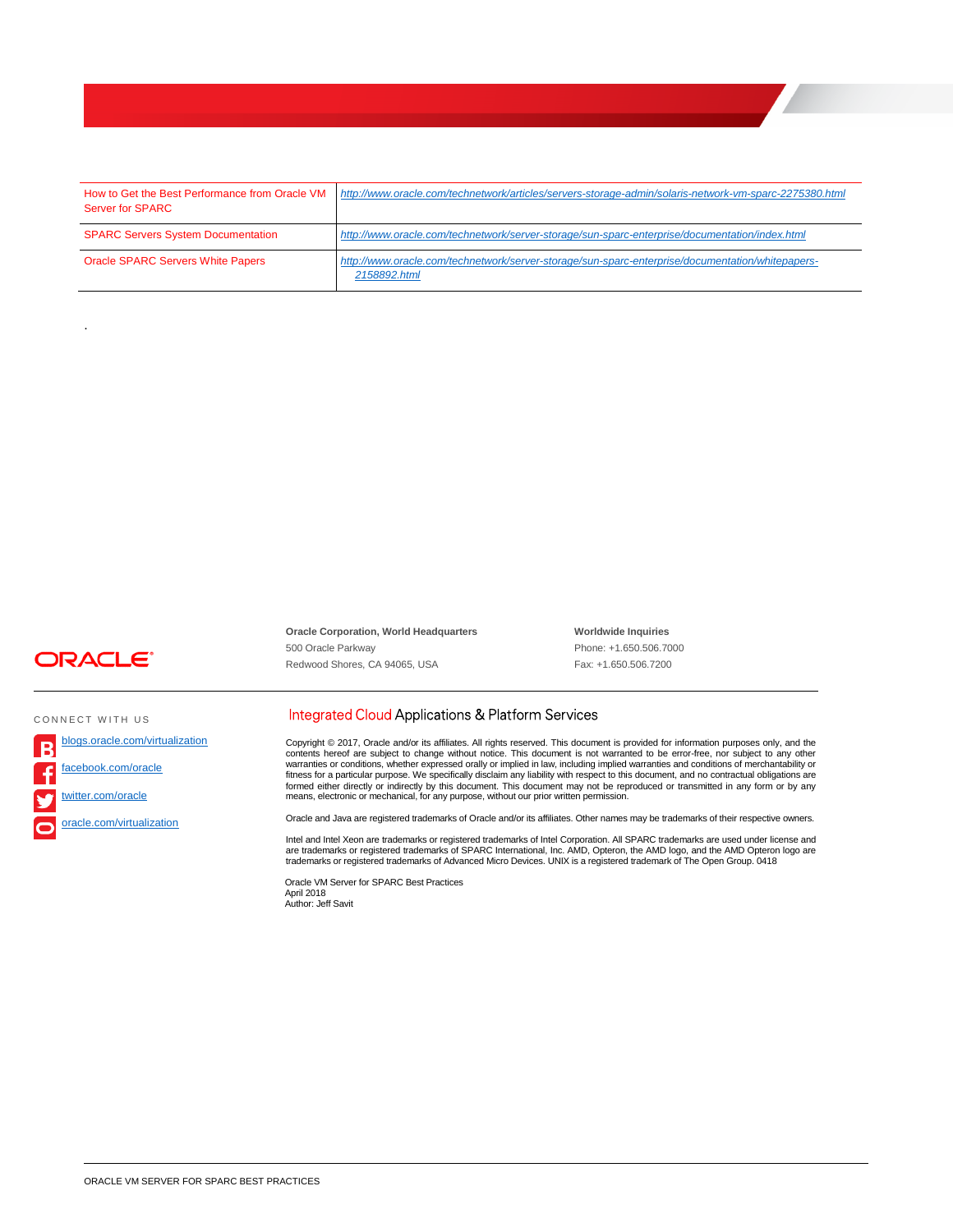| | |
|---|---|
| How to Get the Best Performance from Oracle VM Server for SPARC | *http://www.oracle.com/technetwork/articles/servers-storage-admin/solaris-network-vm-sparc-2275380.html* |
| SPARC Servers System Documentation | *http://www.oracle.com/technetwork/server-storage/sun-sparc-enterprise/documentation/index.html* |
| Oracle SPARC Servers White Papers | *http://www.oracle.com/technetwork/server-storage/sun-sparc-enterprise/documentation/whitepapers-2158892.html* |

.

ORACLE

**Oracle Corporation, World Headquarters**
500 Oracle Parkway
Redwood Shores, CA 94065, USA

**Worldwide Inquiries**
Phone: +1.650.506.7000
Fax: +1.650.506.7200

CONNECT WITH US

- blogs.oracle.com/virtualization
- facebook.com/oracle
- twitter.com/oracle
- oracle.com/virtualization

## Integrated Cloud Applications & Platform Services

Copyright © 2017, Oracle and/or its affiliates. All rights reserved. This document is provided for information purposes only, and the contents hereof are subject to change without notice. This document is not warranted to be error-free, nor subject to any other warranties or conditions, whether expressed orally or implied in law, including implied warranties and conditions of merchantability or fitness for a particular purpose. We specifically disclaim any liability with respect to this document, and no contractual obligations are formed either directly or indirectly by this document. This document may not be reproduced or transmitted in any form or by any means, electronic or mechanical, for any purpose, without our prior written permission.

Oracle and Java are registered trademarks of Oracle and/or its affiliates. Other names may be trademarks of their respective owners.

Intel and Intel Xeon are trademarks or registered trademarks of Intel Corporation. All SPARC trademarks are used under license and are trademarks or registered trademarks of SPARC International, Inc. AMD, Opteron, the AMD logo, and the AMD Opteron logo are trademarks or registered trademarks of Advanced Micro Devices. UNIX is a registered trademark of The Open Group. 0418

Oracle VM Server for SPARC Best Practices
April 2018
Author: Jeff Savit